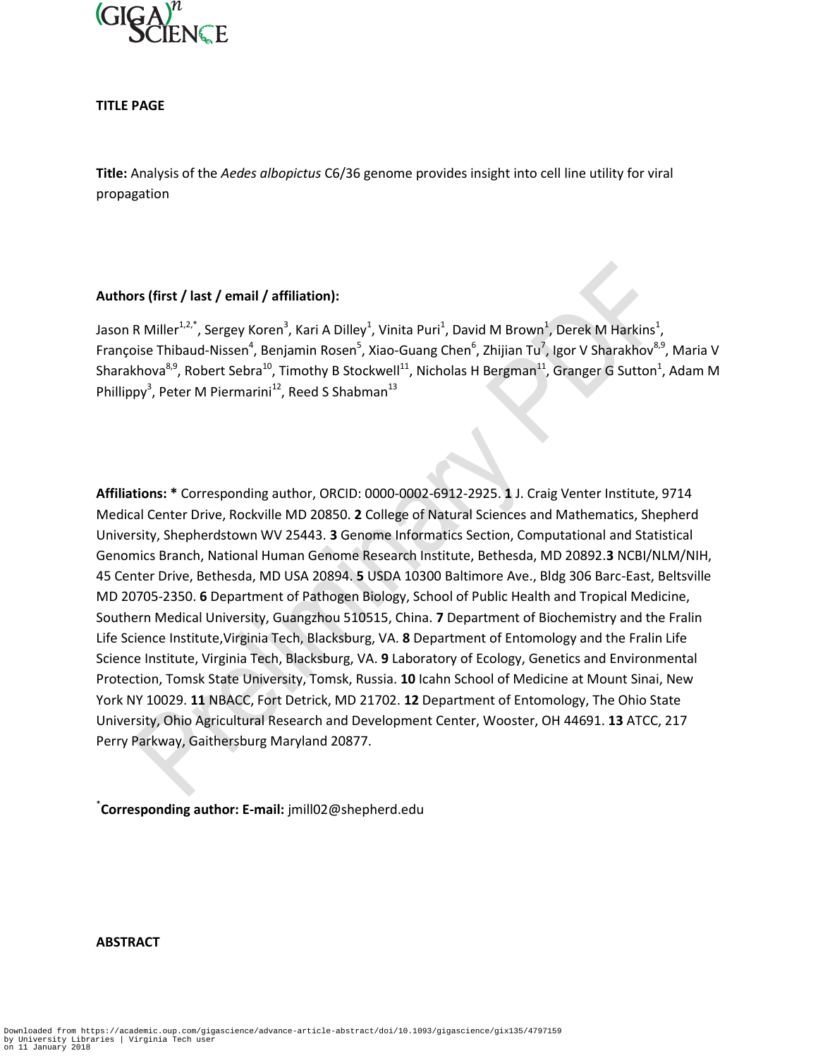# TITLE PAGE

**Title:** Analysis of the *Aedes albopictus* C6/36 genome provides insight into cell line utility for viral propagation

**Authors (first / last / email / affiliation):**

Jason R Miller[1,2,*], Sergey Koren[3], Kari A Dilley[1], Vinita Puri[1], David M Brown[1], Derek M Harkins[1], Françoise Thibaud-Nissen[4], Benjamin Rosen[5], Xiao-Guang Chen[6], Zhijian Tu[7], Igor V Sharakhov[8,9], Maria V Sharakhova[8,9], Robert Sebra[10], Timothy B Stockwell[11], Nicholas H Bergman[11], Granger G Sutton[1], Adam M Phillippy[3], Peter M Piermarini[12], Reed S Shabman[13]

**Affiliations: *** Corresponding author, ORCID: 0000-0002-6912-2925. **1** J. Craig Venter Institute, 9714 Medical Center Drive, Rockville MD 20850. **2** College of Natural Sciences and Mathematics, Shepherd University, Shepherdstown WV 25443. **3** Genome Informatics Section, Computational and Statistical Genomics Branch, National Human Genome Research Institute, Bethesda, MD 20892.**3** NCBI/NLM/NIH, 45 Center Drive, Bethesda, MD USA 20894. **5** USDA 10300 Baltimore Ave., Bldg 306 Barc-East, Beltsville MD 20705-2350. **6** Department of Pathogen Biology, School of Public Health and Tropical Medicine, Southern Medical University, Guangzhou 510515, China. **7** Department of Biochemistry and the Fralin Life Science Institute,Virginia Tech, Blacksburg, VA. **8** Department of Entomology and the Fralin Life Science Institute, Virginia Tech, Blacksburg, VA. **9** Laboratory of Ecology, Genetics and Environmental Protection, Tomsk State University, Tomsk, Russia. **10** Icahn School of Medicine at Mount Sinai, New York NY 10029. **11** NBACC, Fort Detrick, MD 21702. **12** Department of Entomology, The Ohio State University, Ohio Agricultural Research and Development Center, Wooster, OH 44691. **13** ATCC, 217 Perry Parkway, Gaithersburg Maryland 20877.

[*]**Corresponding author: E-mail:** jmill02@shepherd.edu

## ABSTRACT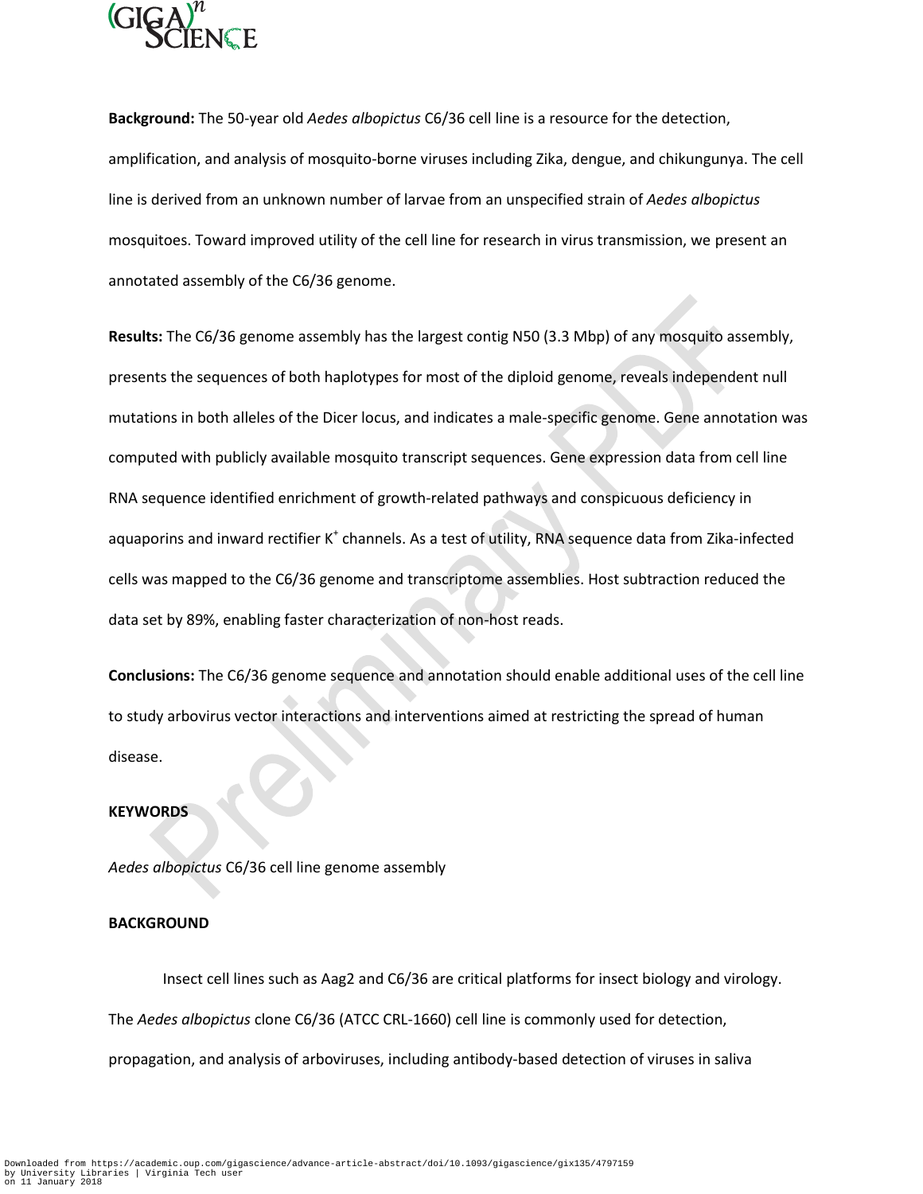**Background:** The 50-year old *Aedes albopictus* C6/36 cell line is a resource for the detection, amplification, and analysis of mosquito-borne viruses including Zika, dengue, and chikungunya. The cell line is derived from an unknown number of larvae from an unspecified strain of *Aedes albopictus* mosquitoes. Toward improved utility of the cell line for research in virus transmission, we present an annotated assembly of the C6/36 genome.

**Results:** The C6/36 genome assembly has the largest contig N50 (3.3 Mbp) of any mosquito assembly, presents the sequences of both haplotypes for most of the diploid genome, reveals independent null mutations in both alleles of the Dicer locus, and indicates a male-specific genome. Gene annotation was computed with publicly available mosquito transcript sequences. Gene expression data from cell line RNA sequence identified enrichment of growth-related pathways and conspicuous deficiency in aquaporins and inward rectifier $K^+$ channels. As a test of utility, RNA sequence data from Zika-infected cells was mapped to the C6/36 genome and transcriptome assemblies. Host subtraction reduced the data set by 89%, enabling faster characterization of non-host reads.

**Conclusions:** The C6/36 genome sequence and annotation should enable additional uses of the cell line to study arbovirus vector interactions and interventions aimed at restricting the spread of human disease.

**KEYWORDS**

*Aedes albopictus* C6/36 cell line genome assembly

**BACKGROUND**

Insect cell lines such as Aag2 and C6/36 are critical platforms for insect biology and virology. The *Aedes albopictus* clone C6/36 (ATCC CRL-1660) cell line is commonly used for detection, propagation, and analysis of arboviruses, including antibody-based detection of viruses in saliva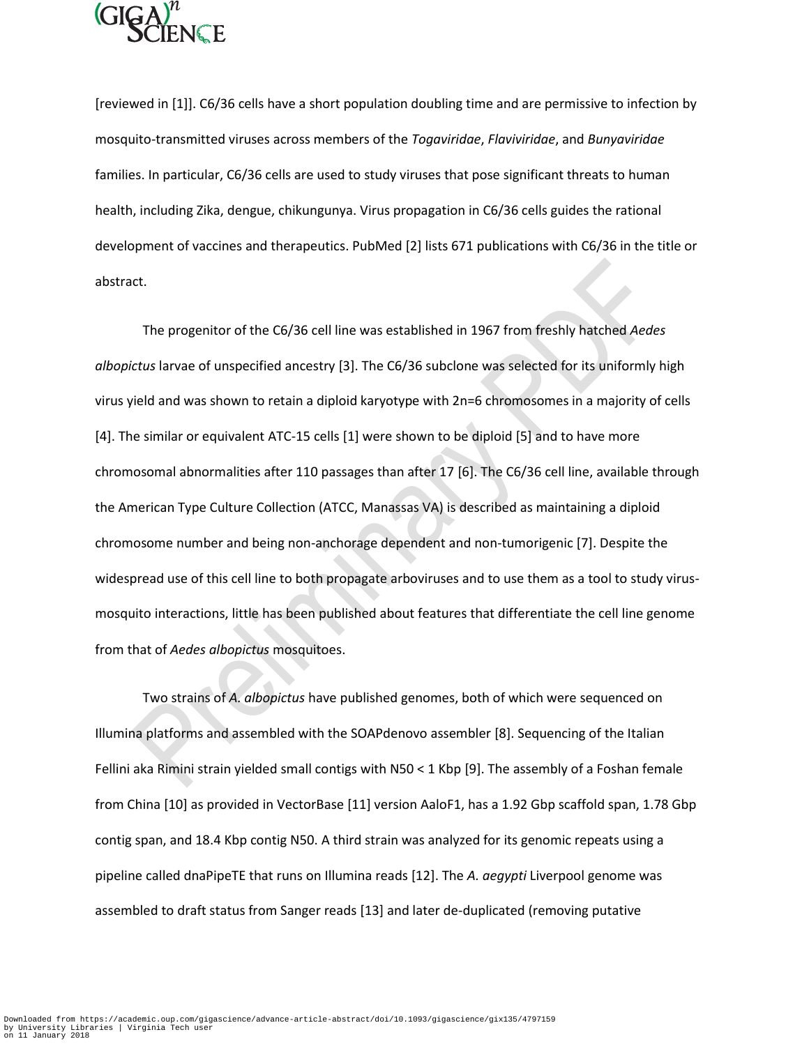[reviewed in [1]]. C6/36 cells have a short population doubling time and are permissive to infection by mosquito-transmitted viruses across members of the *Togaviridae*, *Flaviviridae*, and *Bunyaviridae* families. In particular, C6/36 cells are used to study viruses that pose significant threats to human health, including Zika, dengue, chikungunya. Virus propagation in C6/36 cells guides the rational development of vaccines and therapeutics. PubMed [2] lists 671 publications with C6/36 in the title or abstract.

The progenitor of the C6/36 cell line was established in 1967 from freshly hatched *Aedes albopictus* larvae of unspecified ancestry [3]. The C6/36 subclone was selected for its uniformly high virus yield and was shown to retain a diploid karyotype with 2n=6 chromosomes in a majority of cells [4]. The similar or equivalent ATC-15 cells [1] were shown to be diploid [5] and to have more chromosomal abnormalities after 110 passages than after 17 [6]. The C6/36 cell line, available through the American Type Culture Collection (ATCC, Manassas VA) is described as maintaining a diploid chromosome number and being non-anchorage dependent and non-tumorigenic [7]. Despite the widespread use of this cell line to both propagate arboviruses and to use them as a tool to study virus-mosquito interactions, little has been published about features that differentiate the cell line genome from that of *Aedes albopictus* mosquitoes.

Two strains of *A. albopictus* have published genomes, both of which were sequenced on Illumina platforms and assembled with the SOAPdenovo assembler [8]. Sequencing of the Italian Fellini aka Rimini strain yielded small contigs with N50 < 1 Kbp [9]. The assembly of a Foshan female from China [10] as provided in VectorBase [11] version AaloF1, has a 1.92 Gbp scaffold span, 1.78 Gbp contig span, and 18.4 Kbp contig N50. A third strain was analyzed for its genomic repeats using a pipeline called dnaPipeTE that runs on Illumina reads [12]. The *A. aegypti* Liverpool genome was assembled to draft status from Sanger reads [13] and later de-duplicated (removing putative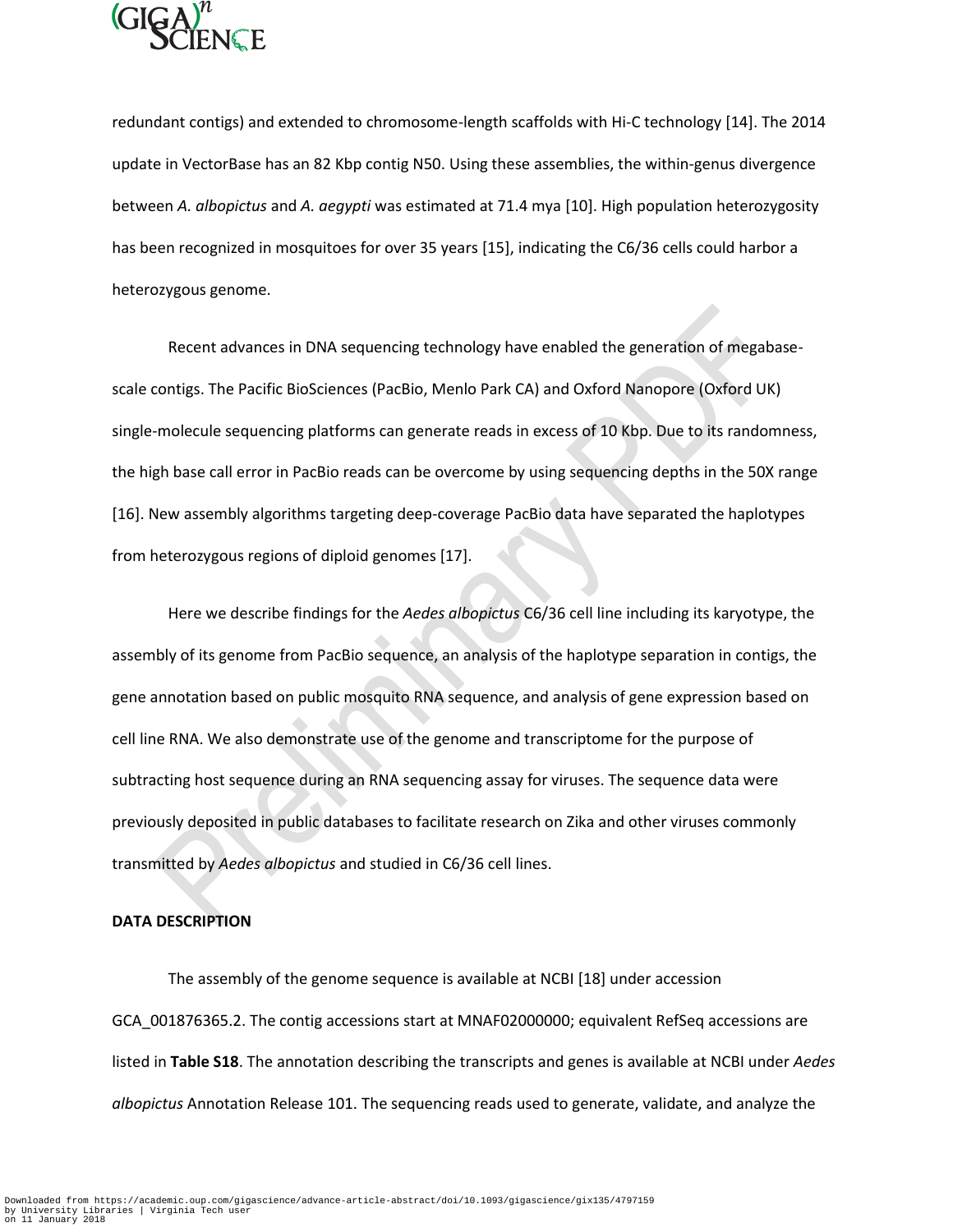redundant contigs) and extended to chromosome-length scaffolds with Hi-C technology [14]. The 2014 update in VectorBase has an 82 Kbp contig N50. Using these assemblies, the within-genus divergence between *A. albopictus* and *A. aegypti* was estimated at 71.4 mya [10]. High population heterozygosity has been recognized in mosquitoes for over 35 years [15], indicating the C6/36 cells could harbor a heterozygous genome.

Recent advances in DNA sequencing technology have enabled the generation of megabase-scale contigs. The Pacific BioSciences (PacBio, Menlo Park CA) and Oxford Nanopore (Oxford UK) single-molecule sequencing platforms can generate reads in excess of 10 Kbp. Due to its randomness, the high base call error in PacBio reads can be overcome by using sequencing depths in the 50X range [16]. New assembly algorithms targeting deep-coverage PacBio data have separated the haplotypes from heterozygous regions of diploid genomes [17].

Here we describe findings for the *Aedes albopictus* C6/36 cell line including its karyotype, the assembly of its genome from PacBio sequence, an analysis of the haplotype separation in contigs, the gene annotation based on public mosquito RNA sequence, and analysis of gene expression based on cell line RNA. We also demonstrate use of the genome and transcriptome for the purpose of subtracting host sequence during an RNA sequencing assay for viruses. The sequence data were previously deposited in public databases to facilitate research on Zika and other viruses commonly transmitted by *Aedes albopictus* and studied in C6/36 cell lines.

## DATA DESCRIPTION

The assembly of the genome sequence is available at NCBI [18] under accession GCA_001876365.2. The contig accessions start at MNAF02000000; equivalent RefSeq accessions are listed in **Table S18**. The annotation describing the transcripts and genes is available at NCBI under *Aedes albopictus* Annotation Release 101. The sequencing reads used to generate, validate, and analyze the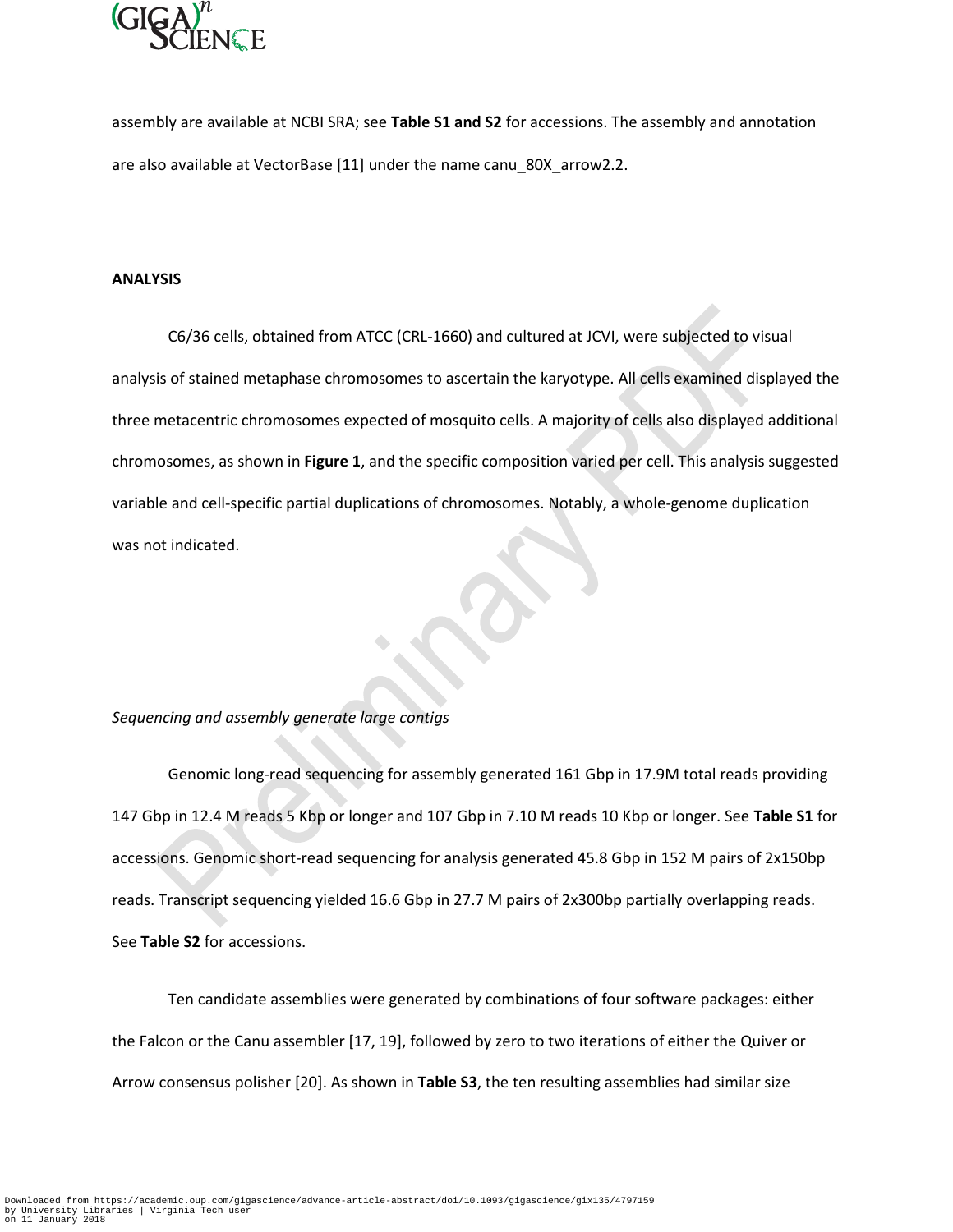assembly are available at NCBI SRA; see **Table S1 and S2** for accessions. The assembly and annotation are also available at VectorBase [11] under the name canu_80X_arrow2.2.

## ANALYSIS

C6/36 cells, obtained from ATCC (CRL-1660) and cultured at JCVI, were subjected to visual analysis of stained metaphase chromosomes to ascertain the karyotype. All cells examined displayed the three metacentric chromosomes expected of mosquito cells. A majority of cells also displayed additional chromosomes, as shown in **Figure 1**, and the specific composition varied per cell. This analysis suggested variable and cell-specific partial duplications of chromosomes. Notably, a whole-genome duplication was not indicated.

### *Sequencing and assembly generate large contigs*

Genomic long-read sequencing for assembly generated 161 Gbp in 17.9M total reads providing 147 Gbp in 12.4 M reads 5 Kbp or longer and 107 Gbp in 7.10 M reads 10 Kbp or longer. See **Table S1** for accessions. Genomic short-read sequencing for analysis generated 45.8 Gbp in 152 M pairs of 2x150bp reads. Transcript sequencing yielded 16.6 Gbp in 27.7 M pairs of 2x300bp partially overlapping reads. See **Table S2** for accessions.

Ten candidate assemblies were generated by combinations of four software packages: either the Falcon or the Canu assembler [17, 19], followed by zero to two iterations of either the Quiver or Arrow consensus polisher [20]. As shown in **Table S3**, the ten resulting assemblies had similar size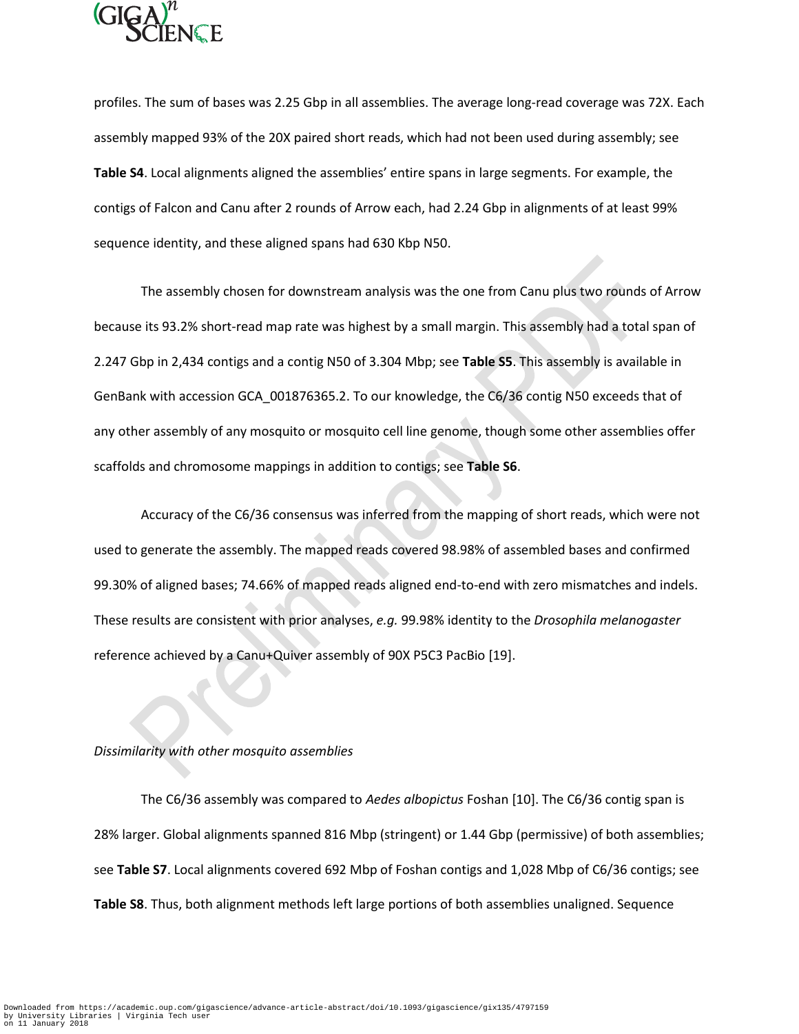profiles. The sum of bases was 2.25 Gbp in all assemblies. The average long-read coverage was 72X. Each assembly mapped 93% of the 20X paired short reads, which had not been used during assembly; see **Table S4**. Local alignments aligned the assemblies' entire spans in large segments. For example, the contigs of Falcon and Canu after 2 rounds of Arrow each, had 2.24 Gbp in alignments of at least 99% sequence identity, and these aligned spans had 630 Kbp N50.

The assembly chosen for downstream analysis was the one from Canu plus two rounds of Arrow because its 93.2% short-read map rate was highest by a small margin. This assembly had a total span of 2.247 Gbp in 2,434 contigs and a contig N50 of 3.304 Mbp; see **Table S5**. This assembly is available in GenBank with accession GCA_001876365.2. To our knowledge, the C6/36 contig N50 exceeds that of any other assembly of any mosquito or mosquito cell line genome, though some other assemblies offer scaffolds and chromosome mappings in addition to contigs; see **Table S6**.

Accuracy of the C6/36 consensus was inferred from the mapping of short reads, which were not used to generate the assembly. The mapped reads covered 98.98% of assembled bases and confirmed 99.30% of aligned bases; 74.66% of mapped reads aligned end-to-end with zero mismatches and indels. These results are consistent with prior analyses, *e.g.* 99.98% identity to the *Drosophila melanogaster* reference achieved by a Canu+Quiver assembly of 90X P5C3 PacBio [19].

*Dissimilarity with other mosquito assemblies*

The C6/36 assembly was compared to *Aedes albopictus* Foshan [10]. The C6/36 contig span is 28% larger. Global alignments spanned 816 Mbp (stringent) or 1.44 Gbp (permissive) of both assemblies; see **Table S7**. Local alignments covered 692 Mbp of Foshan contigs and 1,028 Mbp of C6/36 contigs; see **Table S8**. Thus, both alignment methods left large portions of both assemblies unaligned. Sequence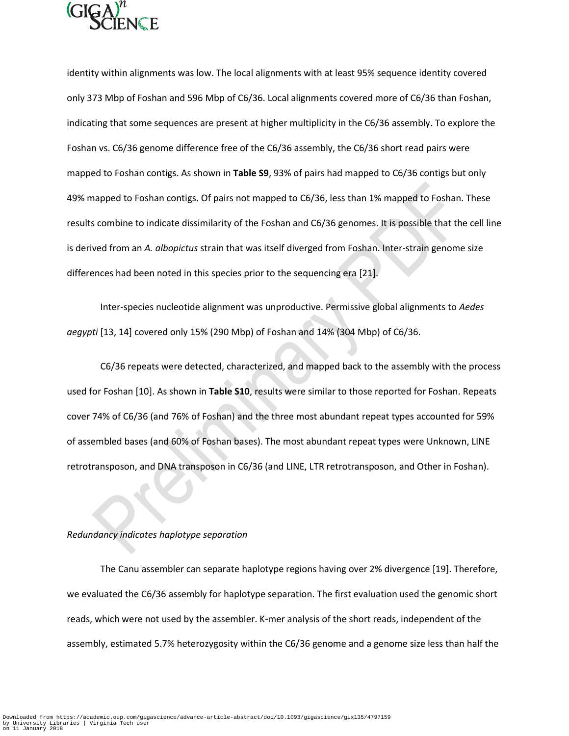identity within alignments was low. The local alignments with at least 95% sequence identity covered only 373 Mbp of Foshan and 596 Mbp of C6/36. Local alignments covered more of C6/36 than Foshan, indicating that some sequences are present at higher multiplicity in the C6/36 assembly. To explore the Foshan vs. C6/36 genome difference free of the C6/36 assembly, the C6/36 short read pairs were mapped to Foshan contigs. As shown in **Table S9**, 93% of pairs had mapped to C6/36 contigs but only 49% mapped to Foshan contigs. Of pairs not mapped to C6/36, less than 1% mapped to Foshan. These results combine to indicate dissimilarity of the Foshan and C6/36 genomes. It is possible that the cell line is derived from an *A. albopictus* strain that was itself diverged from Foshan. Inter-strain genome size differences had been noted in this species prior to the sequencing era [21].

Inter-species nucleotide alignment was unproductive. Permissive global alignments to *Aedes aegypti* [13, 14] covered only 15% (290 Mbp) of Foshan and 14% (304 Mbp) of C6/36.

C6/36 repeats were detected, characterized, and mapped back to the assembly with the process used for Foshan [10]. As shown in **Table S10**, results were similar to those reported for Foshan. Repeats cover 74% of C6/36 (and 76% of Foshan) and the three most abundant repeat types accounted for 59% of assembled bases (and 60% of Foshan bases). The most abundant repeat types were Unknown, LINE retrotransposon, and DNA transposon in C6/36 (and LINE, LTR retrotransposon, and Other in Foshan).

*Redundancy indicates haplotype separation*

The Canu assembler can separate haplotype regions having over 2% divergence [19]. Therefore, we evaluated the C6/36 assembly for haplotype separation. The first evaluation used the genomic short reads, which were not used by the assembler. K-mer analysis of the short reads, independent of the assembly, estimated 5.7% heterozygosity within the C6/36 genome and a genome size less than half the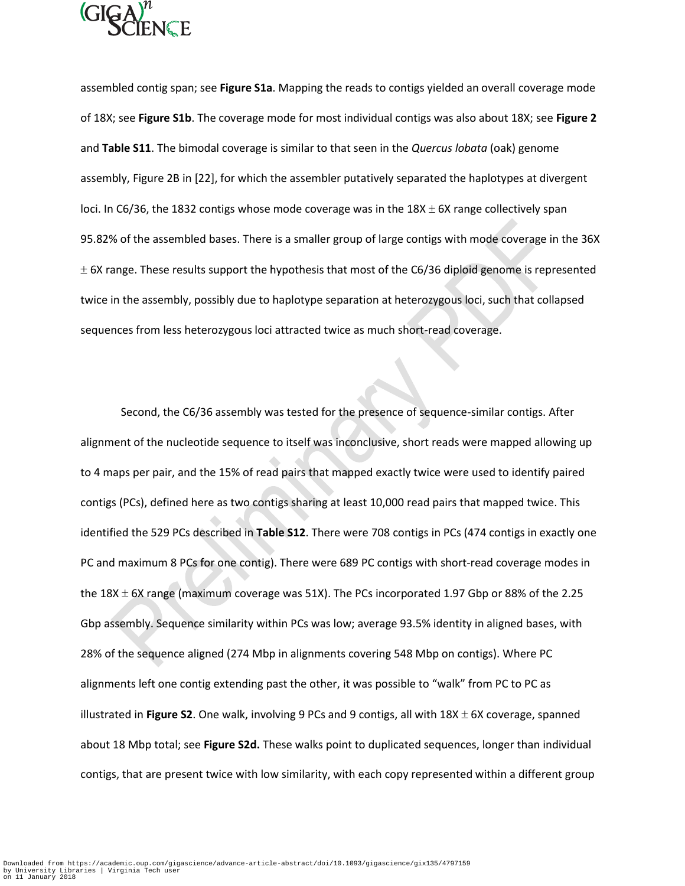assembled contig span; see **Figure S1a**. Mapping the reads to contigs yielded an overall coverage mode of 18X; see **Figure S1b**. The coverage mode for most individual contigs was also about 18X; see **Figure 2** and **Table S11**. The bimodal coverage is similar to that seen in the *Quercus lobata* (oak) genome assembly, Figure 2B in [22], for which the assembler putatively separated the haplotypes at divergent loci. In C6/36, the 1832 contigs whose mode coverage was in the 18X $\pm$ 6X range collectively span 95.82% of the assembled bases. There is a smaller group of large contigs with mode coverage in the 36X $\pm$ 6X range. These results support the hypothesis that most of the C6/36 diploid genome is represented twice in the assembly, possibly due to haplotype separation at heterozygous loci, such that collapsed sequences from less heterozygous loci attracted twice as much short-read coverage.

Second, the C6/36 assembly was tested for the presence of sequence-similar contigs. After alignment of the nucleotide sequence to itself was inconclusive, short reads were mapped allowing up to 4 maps per pair, and the 15% of read pairs that mapped exactly twice were used to identify paired contigs (PCs), defined here as two contigs sharing at least 10,000 read pairs that mapped twice. This identified the 529 PCs described in **Table S12**. There were 708 contigs in PCs (474 contigs in exactly one PC and maximum 8 PCs for one contig). There were 689 PC contigs with short-read coverage modes in the 18X $\pm$ 6X range (maximum coverage was 51X). The PCs incorporated 1.97 Gbp or 88% of the 2.25 Gbp assembly. Sequence similarity within PCs was low; average 93.5% identity in aligned bases, with 28% of the sequence aligned (274 Mbp in alignments covering 548 Mbp on contigs). Where PC alignments left one contig extending past the other, it was possible to "walk" from PC to PC as illustrated in **Figure S2**. One walk, involving 9 PCs and 9 contigs, all with 18X $\pm$ 6X coverage, spanned about 18 Mbp total; see **Figure S2d.** These walks point to duplicated sequences, longer than individual contigs, that are present twice with low similarity, with each copy represented within a different group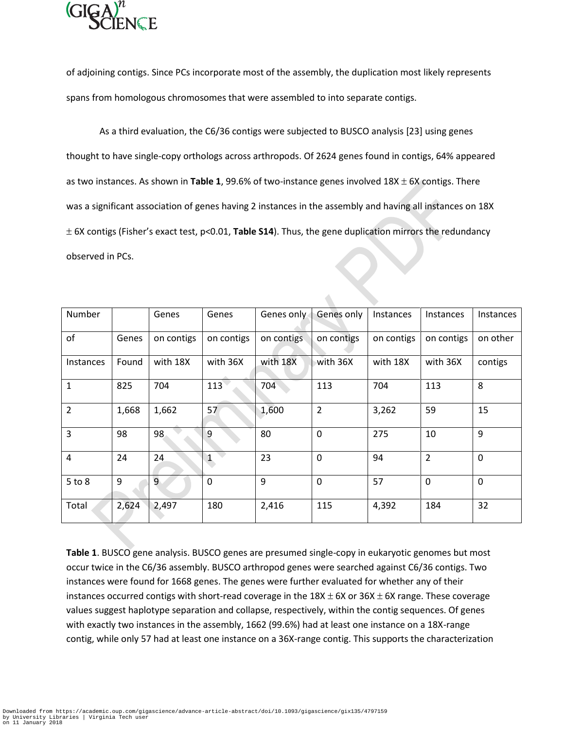of adjoining contigs. Since PCs incorporate most of the assembly, the duplication most likely represents spans from homologous chromosomes that were assembled to into separate contigs.

As a third evaluation, the C6/36 contigs were subjected to BUSCO analysis [23] using genes thought to have single-copy orthologs across arthropods. Of 2624 genes found in contigs, 64% appeared as two instances. As shown in **Table 1**, 99.6% of two-instance genes involved 18X $\pm$ 6X contigs. There was a significant association of genes having 2 instances in the assembly and having all instances on 18X $\pm$ 6X contigs (Fisher's exact test, $p<0.01$, **Table S14**). Thus, the gene duplication mirrors the redundancy observed in PCs.

| Number of Instances | Genes Found | Genes on contigs with 18X | Genes on contigs with 36X | Genes only on contigs with 18X | Genes only on contigs with 36X | Instances on contigs with 18X | Instances on contigs with 36X | Instances on other contigs |
|---|---|---|---|---|---|---|---|---|
| 1 | 825 | 704 | 113 | 704 | 113 | 704 | 113 | 8 |
| 2 | 1,668 | 1,662 | 57 | 1,600 | 2 | 3,262 | 59 | 15 |
| 3 | 98 | 98 | 9 | 80 | 0 | 275 | 10 | 9 |
| 4 | 24 | 24 | 1 | 23 | 0 | 94 | 2 | 0 |
| 5 to 8 | 9 | 9 | 0 | 9 | 0 | 57 | 0 | 0 |
| Total | 2,624 | 2,497 | 180 | 2,416 | 115 | 4,392 | 184 | 32 |

**Table 1**. BUSCO gene analysis. BUSCO genes are presumed single-copy in eukaryotic genomes but most occur twice in the C6/36 assembly. BUSCO arthropod genes were searched against C6/36 contigs. Two instances were found for 1668 genes. The genes were further evaluated for whether any of their instances occurred contigs with short-read coverage in the 18X $\pm$ 6X or 36X $\pm$ 6X range. These coverage values suggest haplotype separation and collapse, respectively, within the contig sequences. Of genes with exactly two instances in the assembly, 1662 (99.6%) had at least one instance on a 18X-range contig, while only 57 had at least one instance on a 36X-range contig. This supports the characterization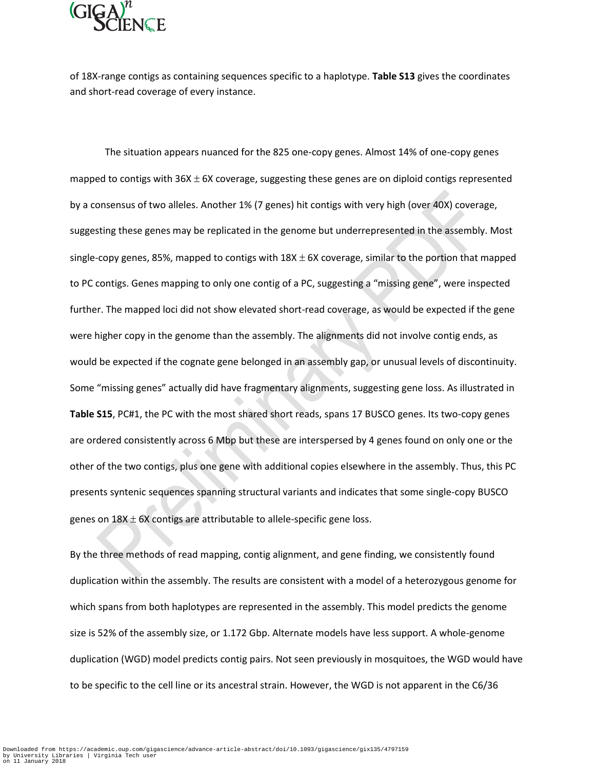of 18X-range contigs as containing sequences specific to a haplotype. **Table S13** gives the coordinates and short-read coverage of every instance.

The situation appears nuanced for the 825 one-copy genes. Almost 14% of one-copy genes mapped to contigs with $36X \pm 6X$ coverage, suggesting these genes are on diploid contigs represented by a consensus of two alleles. Another 1% (7 genes) hit contigs with very high (over 40X) coverage, suggesting these genes may be replicated in the genome but underrepresented in the assembly. Most single-copy genes, 85%, mapped to contigs with $18X \pm 6X$ coverage, similar to the portion that mapped to PC contigs. Genes mapping to only one contig of a PC, suggesting a "missing gene", were inspected further. The mapped loci did not show elevated short-read coverage, as would be expected if the gene were higher copy in the genome than the assembly. The alignments did not involve contig ends, as would be expected if the cognate gene belonged in an assembly gap, or unusual levels of discontinuity. Some "missing genes" actually did have fragmentary alignments, suggesting gene loss. As illustrated in **Table S15**, PC#1, the PC with the most shared short reads, spans 17 BUSCO genes. Its two-copy genes are ordered consistently across 6 Mbp but these are interspersed by 4 genes found on only one or the other of the two contigs, plus one gene with additional copies elsewhere in the assembly. Thus, this PC presents syntenic sequences spanning structural variants and indicates that some single-copy BUSCO genes on $18X \pm 6X$ contigs are attributable to allele-specific gene loss.

By the three methods of read mapping, contig alignment, and gene finding, we consistently found duplication within the assembly. The results are consistent with a model of a heterozygous genome for which spans from both haplotypes are represented in the assembly. This model predicts the genome size is 52% of the assembly size, or 1.172 Gbp. Alternate models have less support. A whole-genome duplication (WGD) model predicts contig pairs. Not seen previously in mosquitoes, the WGD would have to be specific to the cell line or its ancestral strain. However, the WGD is not apparent in the C6/36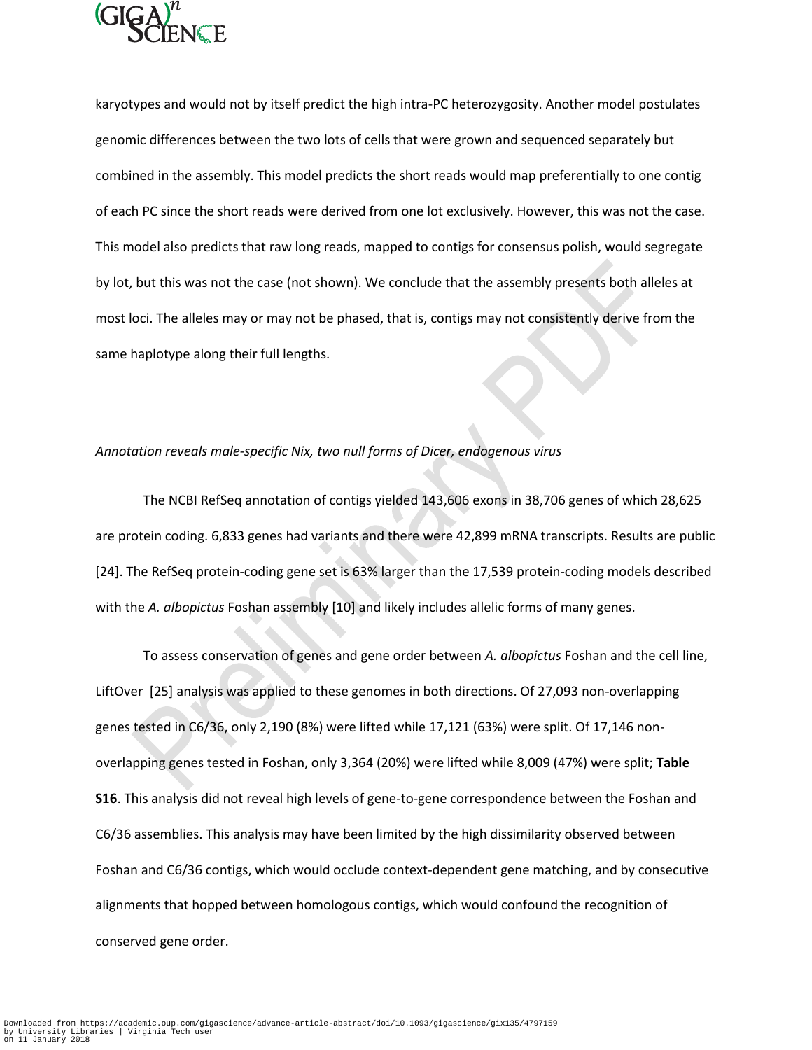karyotypes and would not by itself predict the high intra-PC heterozygosity. Another model postulates genomic differences between the two lots of cells that were grown and sequenced separately but combined in the assembly. This model predicts the short reads would map preferentially to one contig of each PC since the short reads were derived from one lot exclusively. However, this was not the case. This model also predicts that raw long reads, mapped to contigs for consensus polish, would segregate by lot, but this was not the case (not shown). We conclude that the assembly presents both alleles at most loci. The alleles may or may not be phased, that is, contigs may not consistently derive from the same haplotype along their full lengths.

*Annotation reveals male-specific Nix, two null forms of Dicer, endogenous virus*

The NCBI RefSeq annotation of contigs yielded 143,606 exons in 38,706 genes of which 28,625 are protein coding. 6,833 genes had variants and there were 42,899 mRNA transcripts. Results are public [24]. The RefSeq protein-coding gene set is 63% larger than the 17,539 protein-coding models described with the *A. albopictus* Foshan assembly [10] and likely includes allelic forms of many genes.

To assess conservation of genes and gene order between *A. albopictus* Foshan and the cell line, LiftOver [25] analysis was applied to these genomes in both directions. Of 27,093 non-overlapping genes tested in C6/36, only 2,190 (8%) were lifted while 17,121 (63%) were split. Of 17,146 non-overlapping genes tested in Foshan, only 3,364 (20%) were lifted while 8,009 (47%) were split; **Table S16**. This analysis did not reveal high levels of gene-to-gene correspondence between the Foshan and C6/36 assemblies. This analysis may have been limited by the high dissimilarity observed between Foshan and C6/36 contigs, which would occlude context-dependent gene matching, and by consecutive alignments that hopped between homologous contigs, which would confound the recognition of conserved gene order.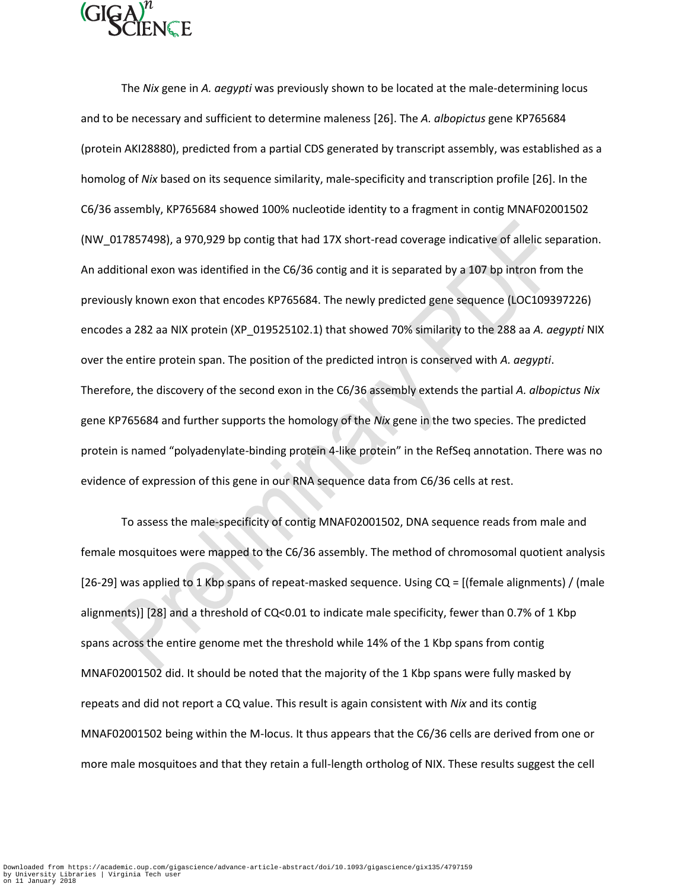The *Nix* gene in *A. aegypti* was previously shown to be located at the male-determining locus and to be necessary and sufficient to determine maleness [26]. The *A. albopictus* gene KP765684 (protein AKI28880), predicted from a partial CDS generated by transcript assembly, was established as a homolog of *Nix* based on its sequence similarity, male-specificity and transcription profile [26]. In the C6/36 assembly, KP765684 showed 100% nucleotide identity to a fragment in contig MNAF02001502 (NW_017857498), a 970,929 bp contig that had 17X short-read coverage indicative of allelic separation. An additional exon was identified in the C6/36 contig and it is separated by a 107 bp intron from the previously known exon that encodes KP765684. The newly predicted gene sequence (LOC109397226) encodes a 282 aa NIX protein (XP_019525102.1) that showed 70% similarity to the 288 aa *A. aegypti* NIX over the entire protein span. The position of the predicted intron is conserved with *A. aegypti*. Therefore, the discovery of the second exon in the C6/36 assembly extends the partial *A. albopictus Nix* gene KP765684 and further supports the homology of the *Nix* gene in the two species. The predicted protein is named "polyadenylate-binding protein 4-like protein" in the RefSeq annotation. There was no evidence of expression of this gene in our RNA sequence data from C6/36 cells at rest.

To assess the male-specificity of contig MNAF02001502, DNA sequence reads from male and female mosquitoes were mapped to the C6/36 assembly. The method of chromosomal quotient analysis [26-29] was applied to 1 Kbp spans of repeat-masked sequence. Using CQ = [(female alignments) / (male alignments)] [28] and a threshold of CQ<0.01 to indicate male specificity, fewer than 0.7% of 1 Kbp spans across the entire genome met the threshold while 14% of the 1 Kbp spans from contig MNAF02001502 did. It should be noted that the majority of the 1 Kbp spans were fully masked by repeats and did not report a CQ value. This result is again consistent with *Nix* and its contig MNAF02001502 being within the M-locus. It thus appears that the C6/36 cells are derived from one or more male mosquitoes and that they retain a full-length ortholog of NIX. These results suggest the cell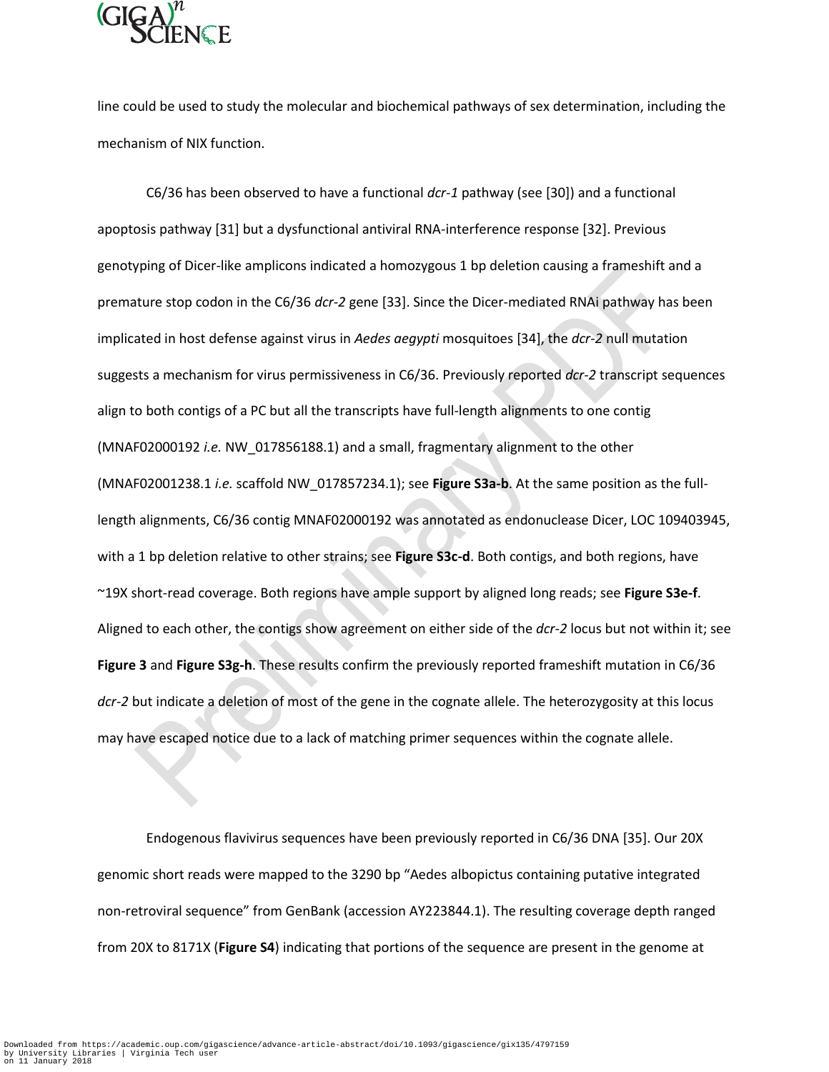line could be used to study the molecular and biochemical pathways of sex determination, including the mechanism of NIX function.

C6/36 has been observed to have a functional *dcr-1* pathway (see [30]) and a functional apoptosis pathway [31] but a dysfunctional antiviral RNA-interference response [32]. Previous genotyping of Dicer-like amplicons indicated a homozygous 1 bp deletion causing a frameshift and a premature stop codon in the C6/36 *dcr-2* gene [33]. Since the Dicer-mediated RNAi pathway has been implicated in host defense against virus in *Aedes aegypti* mosquitoes [34], the *dcr-2* null mutation suggests a mechanism for virus permissiveness in C6/36. Previously reported *dcr-2* transcript sequences align to both contigs of a PC but all the transcripts have full-length alignments to one contig (MNAF02000192 *i.e.* NW_017856188.1) and a small, fragmentary alignment to the other (MNAF02001238.1 *i.e.* scaffold NW_017857234.1); see **Figure S3a-b**. At the same position as the full-length alignments, C6/36 contig MNAF02000192 was annotated as endonuclease Dicer, LOC 109403945, with a 1 bp deletion relative to other strains; see **Figure S3c-d**. Both contigs, and both regions, have ~19X short-read coverage. Both regions have ample support by aligned long reads; see **Figure S3e-f**. Aligned to each other, the contigs show agreement on either side of the *dcr-2* locus but not within it; see **Figure 3** and **Figure S3g-h**. These results confirm the previously reported frameshift mutation in C6/36 *dcr-2* but indicate a deletion of most of the gene in the cognate allele. The heterozygosity at this locus may have escaped notice due to a lack of matching primer sequences within the cognate allele.

Endogenous flavivirus sequences have been previously reported in C6/36 DNA [35]. Our 20X genomic short reads were mapped to the 3290 bp "Aedes albopictus containing putative integrated non-retroviral sequence" from GenBank (accession AY223844.1). The resulting coverage depth ranged from 20X to 8171X (**Figure S4**) indicating that portions of the sequence are present in the genome at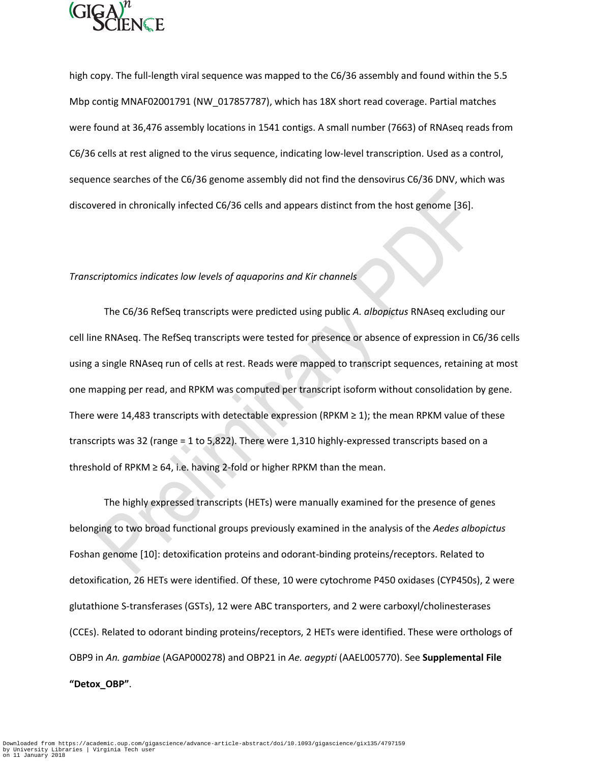high copy. The full-length viral sequence was mapped to the C6/36 assembly and found within the 5.5 Mbp contig MNAF02001791 (NW_017857787), which has 18X short read coverage. Partial matches were found at 36,476 assembly locations in 1541 contigs. A small number (7663) of RNAseq reads from C6/36 cells at rest aligned to the virus sequence, indicating low-level transcription. Used as a control, sequence searches of the C6/36 genome assembly did not find the densovirus C6/36 DNV, which was discovered in chronically infected C6/36 cells and appears distinct from the host genome [36].

*Transcriptomics indicates low levels of aquaporins and Kir channels*

The C6/36 RefSeq transcripts were predicted using public *A. albopictus* RNAseq excluding our cell line RNAseq. The RefSeq transcripts were tested for presence or absence of expression in C6/36 cells using a single RNAseq run of cells at rest. Reads were mapped to transcript sequences, retaining at most one mapping per read, and RPKM was computed per transcript isoform without consolidation by gene. There were 14,483 transcripts with detectable expression (RPKM ≥ 1); the mean RPKM value of these transcripts was 32 (range = 1 to 5,822). There were 1,310 highly-expressed transcripts based on a threshold of RPKM ≥ 64, i.e. having 2-fold or higher RPKM than the mean.

The highly expressed transcripts (HETs) were manually examined for the presence of genes belonging to two broad functional groups previously examined in the analysis of the *Aedes albopictus* Foshan genome [10]: detoxification proteins and odorant-binding proteins/receptors. Related to detoxification, 26 HETs were identified. Of these, 10 were cytochrome P450 oxidases (CYP450s), 2 were glutathione S-transferases (GSTs), 12 were ABC transporters, and 2 were carboxyl/cholinesterases (CCEs). Related to odorant binding proteins/receptors, 2 HETs were identified. These were orthologs of OBP9 in *An. gambiae* (AGAP000278) and OBP21 in *Ae. aegypti* (AAEL005770). See **Supplemental File "Detox_OBP"**.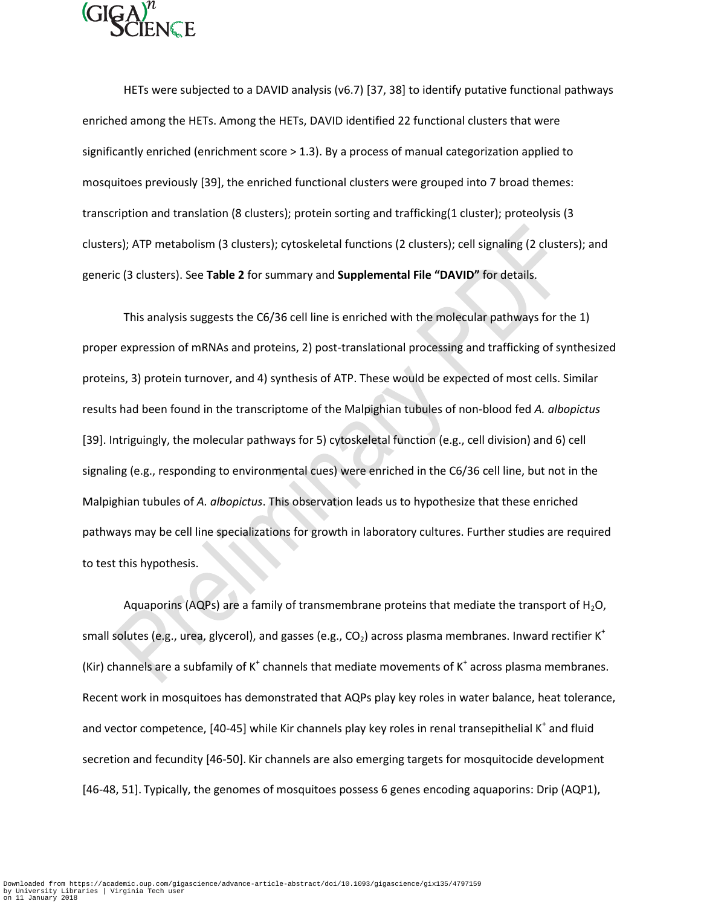HETs were subjected to a DAVID analysis (v6.7) [37, 38] to identify putative functional pathways enriched among the HETs. Among the HETs, DAVID identified 22 functional clusters that were significantly enriched (enrichment score > 1.3). By a process of manual categorization applied to mosquitoes previously [39], the enriched functional clusters were grouped into 7 broad themes: transcription and translation (8 clusters); protein sorting and trafficking(1 cluster); proteolysis (3 clusters); ATP metabolism (3 clusters); cytoskeletal functions (2 clusters); cell signaling (2 clusters); and generic (3 clusters). See **Table 2** for summary and **Supplemental File "DAVID"** for details.

This analysis suggests the C6/36 cell line is enriched with the molecular pathways for the 1) proper expression of mRNAs and proteins, 2) post-translational processing and trafficking of synthesized proteins, 3) protein turnover, and 4) synthesis of ATP. These would be expected of most cells. Similar results had been found in the transcriptome of the Malpighian tubules of non-blood fed *A. albopictus* [39]. Intriguingly, the molecular pathways for 5) cytoskeletal function (e.g., cell division) and 6) cell signaling (e.g., responding to environmental cues) were enriched in the C6/36 cell line, but not in the Malpighian tubules of *A. albopictus*. This observation leads us to hypothesize that these enriched pathways may be cell line specializations for growth in laboratory cultures. Further studies are required to test this hypothesis.

Aquaporins (AQPs) are a family of transmembrane proteins that mediate the transport of $H_2O$, small solutes (e.g., urea, glycerol), and gasses (e.g., $CO_2$) across plasma membranes. Inward rectifier $K^+$ (Kir) channels are a subfamily of $K^+$ channels that mediate movements of $K^+$ across plasma membranes. Recent work in mosquitoes has demonstrated that AQPs play key roles in water balance, heat tolerance, and vector competence, [40-45] while Kir channels play key roles in renal transepithelial $K^+$ and fluid secretion and fecundity [46-50]. Kir channels are also emerging targets for mosquitocide development [46-48, 51]. Typically, the genomes of mosquitoes possess 6 genes encoding aquaporins: Drip (AQP1),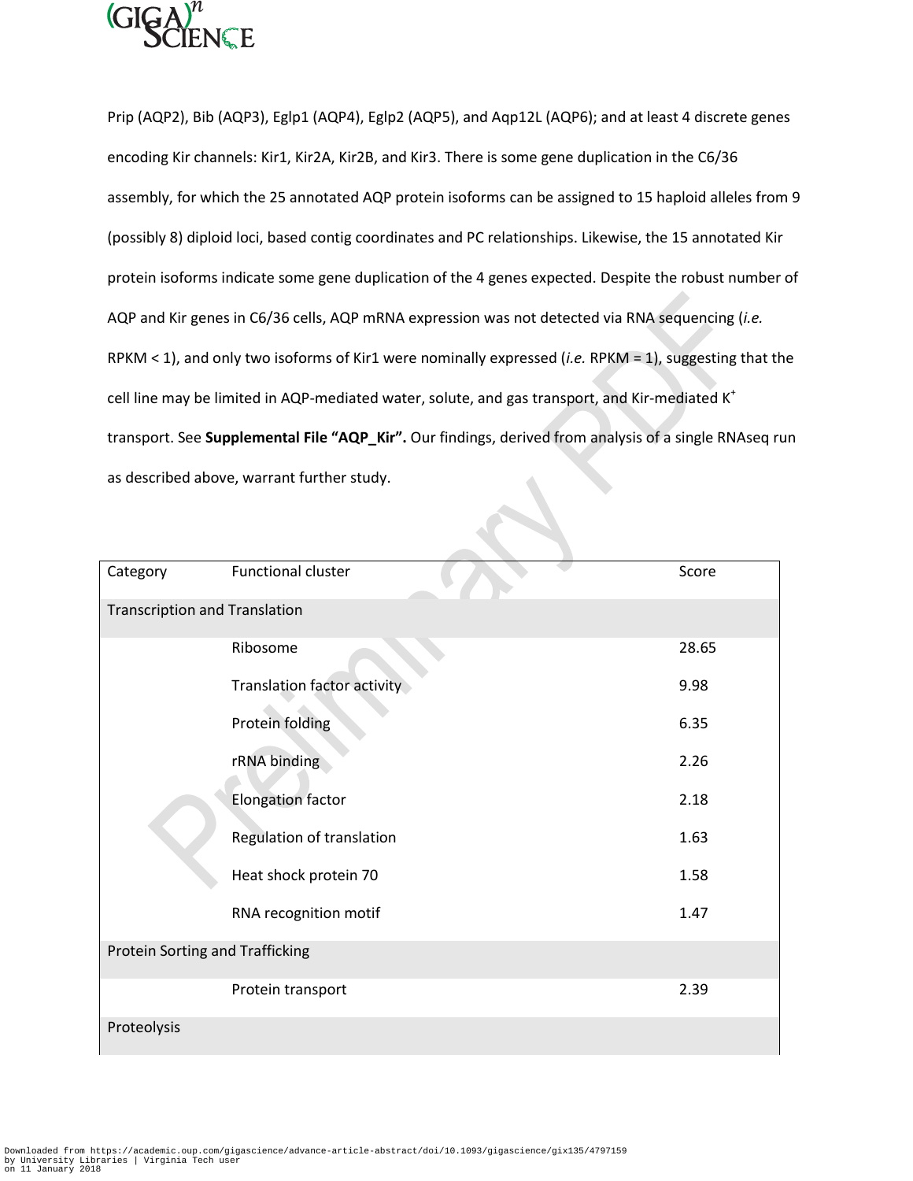Prip (AQP2), Bib (AQP3), Eglp1 (AQP4), Eglp2 (AQP5), and Aqp12L (AQP6); and at least 4 discrete genes encoding Kir channels: Kir1, Kir2A, Kir2B, and Kir3. There is some gene duplication in the C6/36 assembly, for which the 25 annotated AQP protein isoforms can be assigned to 15 haploid alleles from 9 (possibly 8) diploid loci, based contig coordinates and PC relationships. Likewise, the 15 annotated Kir protein isoforms indicate some gene duplication of the 4 genes expected. Despite the robust number of AQP and Kir genes in C6/36 cells, AQP mRNA expression was not detected via RNA sequencing (*i.e.* RPKM < 1), and only two isoforms of Kir1 were nominally expressed (*i.e.* RPKM = 1), suggesting that the cell line may be limited in AQP-mediated water, solute, and gas transport, and Kir-mediated $K^+$ transport. See **Supplemental File "AQP_Kir".** Our findings, derived from analysis of a single RNAseq run as described above, warrant further study.

| Category | Functional cluster | Score |
|---|---|---|
| Transcription and Translation | | |
| | Ribosome | 28.65 |
| | Translation factor activity | 9.98 |
| | Protein folding | 6.35 |
| | rRNA binding | 2.26 |
| | Elongation factor | 2.18 |
| | Regulation of translation | 1.63 |
| | Heat shock protein 70 | 1.58 |
| | RNA recognition motif | 1.47 |
| Protein Sorting and Trafficking | | |
| | Protein transport | 2.39 |
| Proteolysis | | |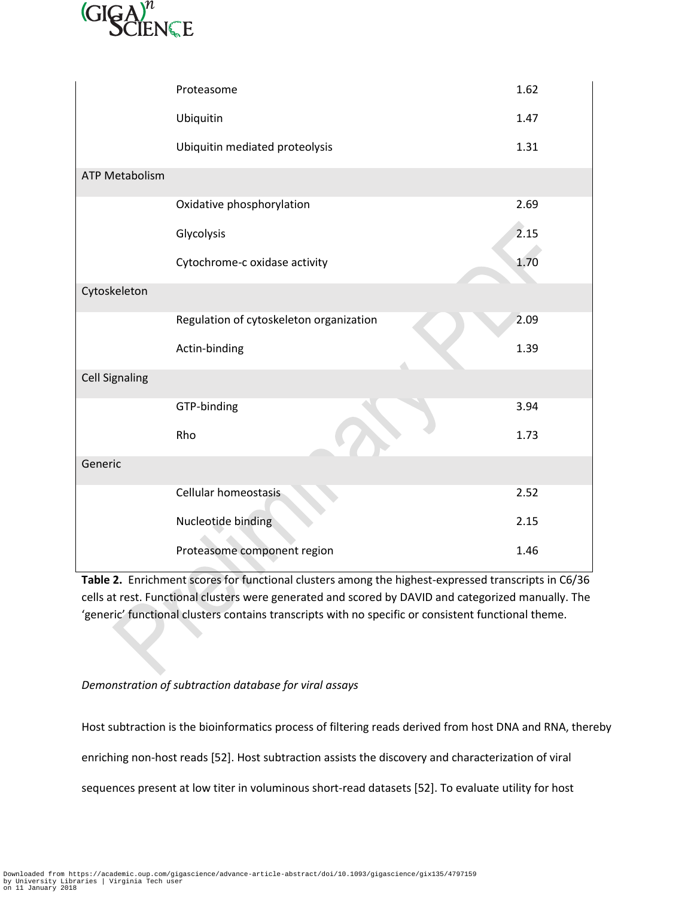| | | |
|---|---|---|
| | Proteasome | 1.62 |
| | Ubiquitin | 1.47 |
| | Ubiquitin mediated proteolysis | 1.31 |
| ATP Metabolism | | |
| | Oxidative phosphorylation | 2.69 |
| | Glycolysis | 2.15 |
| | Cytochrome-c oxidase activity | 1.70 |
| Cytoskeleton | | |
| | Regulation of cytoskeleton organization | 2.09 |
| | Actin-binding | 1.39 |
| Cell Signaling | | |
| | GTP-binding | 3.94 |
| | Rho | 1.73 |
| Generic | | |
| | Cellular homeostasis | 2.52 |
| | Nucleotide binding | 2.15 |
| | Proteasome component region | 1.46 |

**Table 2.** Enrichment scores for functional clusters among the highest-expressed transcripts in C6/36 cells at rest. Functional clusters were generated and scored by DAVID and categorized manually. The 'generic' functional clusters contains transcripts with no specific or consistent functional theme.

*Demonstration of subtraction database for viral assays*

Host subtraction is the bioinformatics process of filtering reads derived from host DNA and RNA, thereby enriching non-host reads [52]. Host subtraction assists the discovery and characterization of viral sequences present at low titer in voluminous short-read datasets [52]. To evaluate utility for host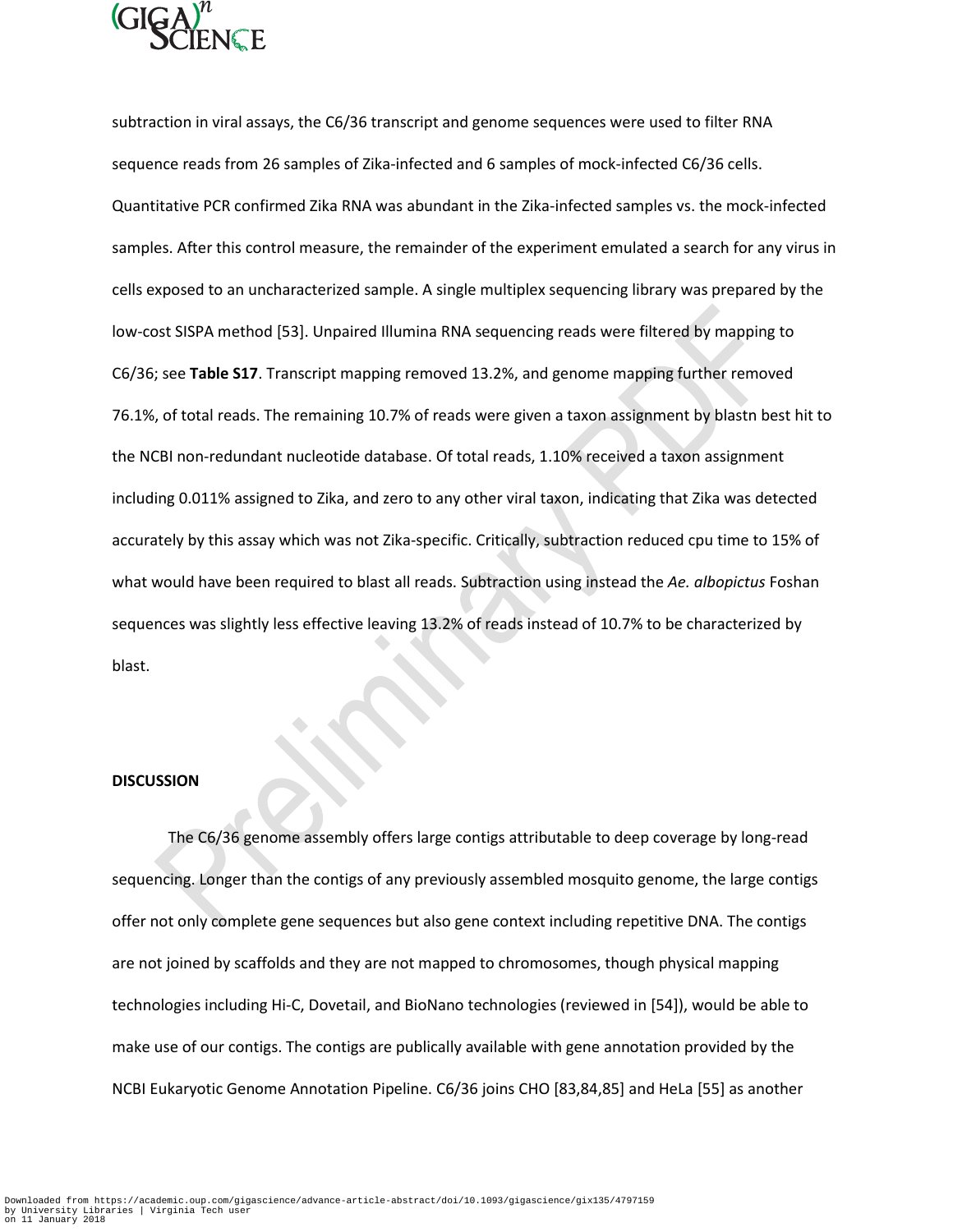subtraction in viral assays, the C6/36 transcript and genome sequences were used to filter RNA sequence reads from 26 samples of Zika-infected and 6 samples of mock-infected C6/36 cells. Quantitative PCR confirmed Zika RNA was abundant in the Zika-infected samples vs. the mock-infected samples. After this control measure, the remainder of the experiment emulated a search for any virus in cells exposed to an uncharacterized sample. A single multiplex sequencing library was prepared by the low-cost SISPA method [53]. Unpaired Illumina RNA sequencing reads were filtered by mapping to C6/36; see **Table S17**. Transcript mapping removed 13.2%, and genome mapping further removed 76.1%, of total reads. The remaining 10.7% of reads were given a taxon assignment by blastn best hit to the NCBI non-redundant nucleotide database. Of total reads, 1.10% received a taxon assignment including 0.011% assigned to Zika, and zero to any other viral taxon, indicating that Zika was detected accurately by this assay which was not Zika-specific. Critically, subtraction reduced cpu time to 15% of what would have been required to blast all reads. Subtraction using instead the *Ae. albopictus* Foshan sequences was slightly less effective leaving 13.2% of reads instead of 10.7% to be characterized by blast.

**DISCUSSION**

The C6/36 genome assembly offers large contigs attributable to deep coverage by long-read sequencing. Longer than the contigs of any previously assembled mosquito genome, the large contigs offer not only complete gene sequences but also gene context including repetitive DNA. The contigs are not joined by scaffolds and they are not mapped to chromosomes, though physical mapping technologies including Hi-C, Dovetail, and BioNano technologies (reviewed in [54]), would be able to make use of our contigs. The contigs are publically available with gene annotation provided by the NCBI Eukaryotic Genome Annotation Pipeline. C6/36 joins CHO [83,84,85] and HeLa [55] as another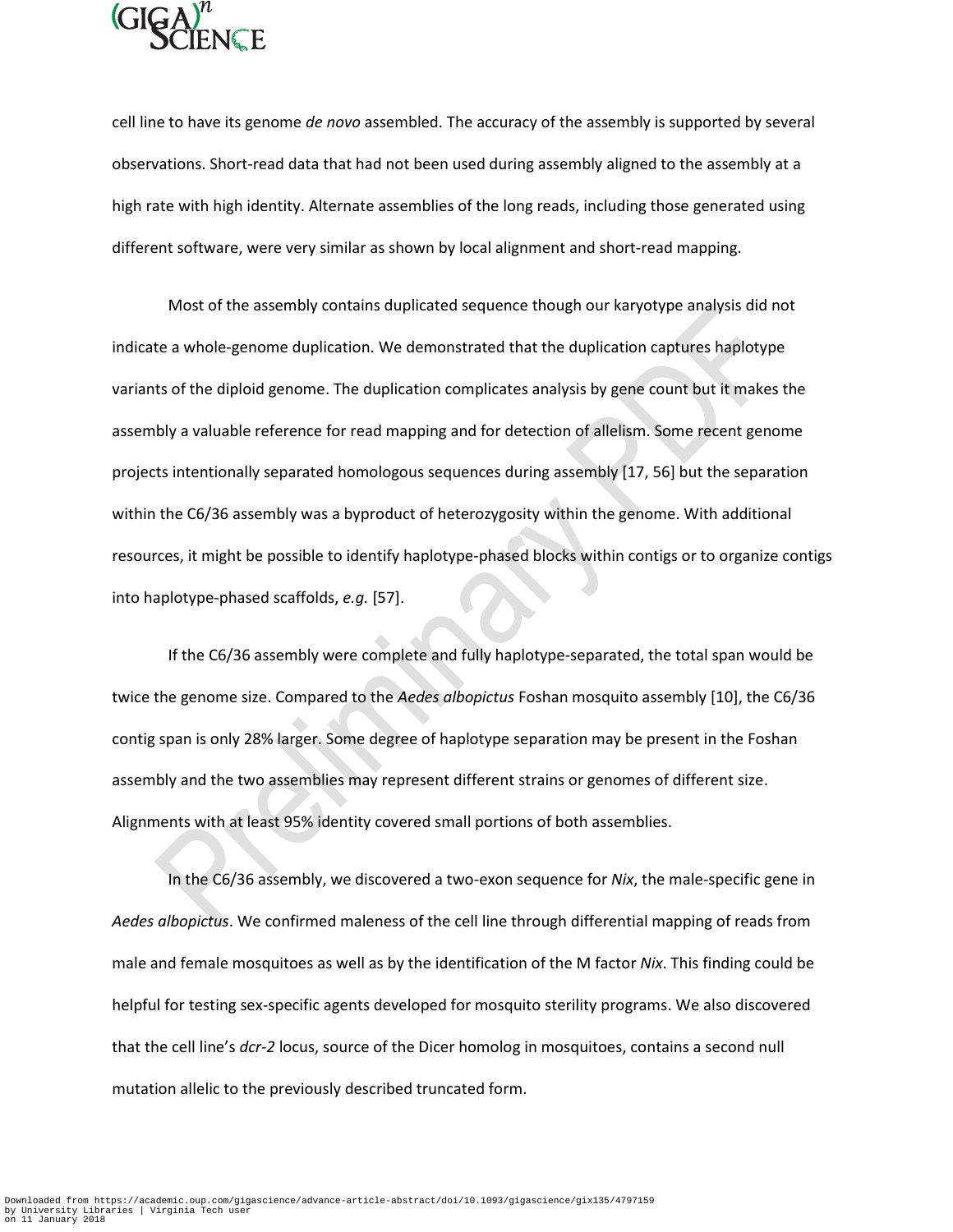cell line to have its genome *de novo* assembled. The accuracy of the assembly is supported by several observations. Short-read data that had not been used during assembly aligned to the assembly at a high rate with high identity. Alternate assemblies of the long reads, including those generated using different software, were very similar as shown by local alignment and short-read mapping.

Most of the assembly contains duplicated sequence though our karyotype analysis did not indicate a whole-genome duplication. We demonstrated that the duplication captures haplotype variants of the diploid genome. The duplication complicates analysis by gene count but it makes the assembly a valuable reference for read mapping and for detection of allelism. Some recent genome projects intentionally separated homologous sequences during assembly [17, 56] but the separation within the C6/36 assembly was a byproduct of heterozygosity within the genome. With additional resources, it might be possible to identify haplotype-phased blocks within contigs or to organize contigs into haplotype-phased scaffolds, *e.g.* [57].

If the C6/36 assembly were complete and fully haplotype-separated, the total span would be twice the genome size. Compared to the *Aedes albopictus* Foshan mosquito assembly [10], the C6/36 contig span is only 28% larger. Some degree of haplotype separation may be present in the Foshan assembly and the two assemblies may represent different strains or genomes of different size. Alignments with at least 95% identity covered small portions of both assemblies.

In the C6/36 assembly, we discovered a two-exon sequence for *Nix*, the male-specific gene in *Aedes albopictus*. We confirmed maleness of the cell line through differential mapping of reads from male and female mosquitoes as well as by the identification of the M factor *Nix*. This finding could be helpful for testing sex-specific agents developed for mosquito sterility programs. We also discovered that the cell line's *dcr-2* locus, source of the Dicer homolog in mosquitoes, contains a second null mutation allelic to the previously described truncated form.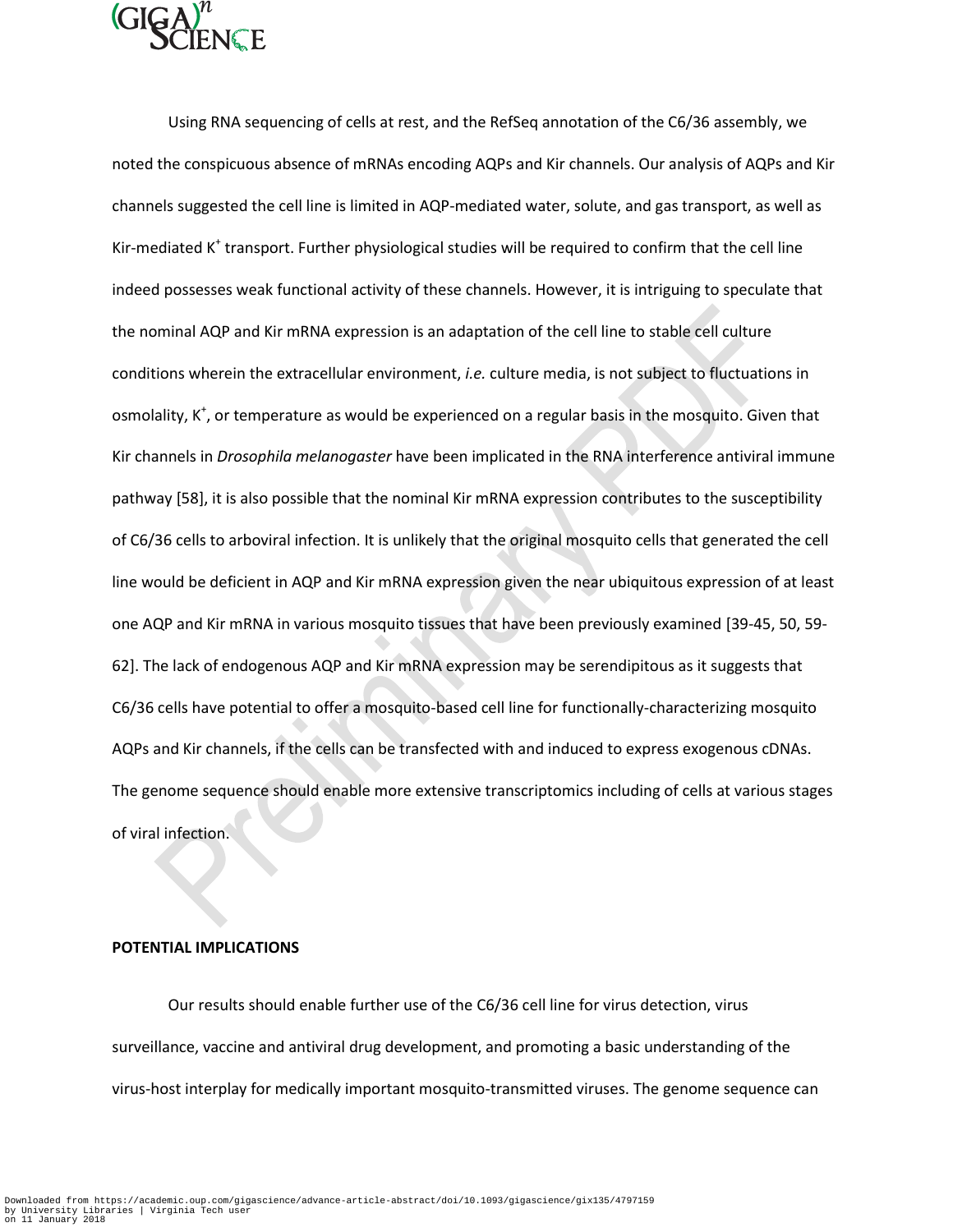Using RNA sequencing of cells at rest, and the RefSeq annotation of the C6/36 assembly, we noted the conspicuous absence of mRNAs encoding AQPs and Kir channels. Our analysis of AQPs and Kir channels suggested the cell line is limited in AQP-mediated water, solute, and gas transport, as well as Kir-mediated $K^+$ transport. Further physiological studies will be required to confirm that the cell line indeed possesses weak functional activity of these channels. However, it is intriguing to speculate that the nominal AQP and Kir mRNA expression is an adaptation of the cell line to stable cell culture conditions wherein the extracellular environment, *i.e.* culture media, is not subject to fluctuations in osmolality, $K^+$, or temperature as would be experienced on a regular basis in the mosquito. Given that Kir channels in *Drosophila melanogaster* have been implicated in the RNA interference antiviral immune pathway [58], it is also possible that the nominal Kir mRNA expression contributes to the susceptibility of C6/36 cells to arboviral infection. It is unlikely that the original mosquito cells that generated the cell line would be deficient in AQP and Kir mRNA expression given the near ubiquitous expression of at least one AQP and Kir mRNA in various mosquito tissues that have been previously examined [39-45, 50, 59-62]. The lack of endogenous AQP and Kir mRNA expression may be serendipitous as it suggests that C6/36 cells have potential to offer a mosquito-based cell line for functionally-characterizing mosquito AQPs and Kir channels, if the cells can be transfected with and induced to express exogenous cDNAs. The genome sequence should enable more extensive transcriptomics including of cells at various stages of viral infection.

## POTENTIAL IMPLICATIONS

Our results should enable further use of the C6/36 cell line for virus detection, virus surveillance, vaccine and antiviral drug development, and promoting a basic understanding of the virus-host interplay for medically important mosquito-transmitted viruses. The genome sequence can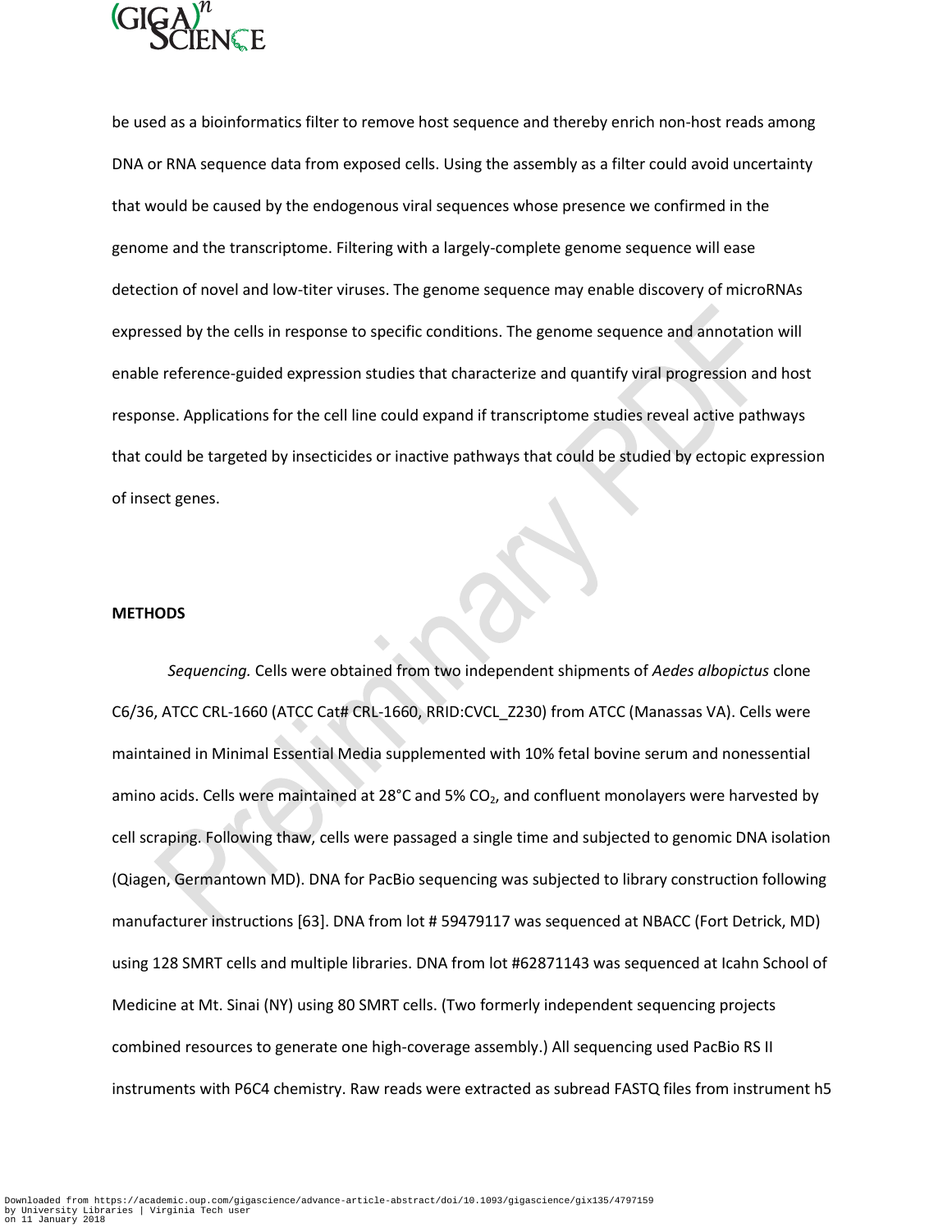be used as a bioinformatics filter to remove host sequence and thereby enrich non-host reads among DNA or RNA sequence data from exposed cells. Using the assembly as a filter could avoid uncertainty that would be caused by the endogenous viral sequences whose presence we confirmed in the genome and the transcriptome. Filtering with a largely-complete genome sequence will ease detection of novel and low-titer viruses. The genome sequence may enable discovery of microRNAs expressed by the cells in response to specific conditions. The genome sequence and annotation will enable reference-guided expression studies that characterize and quantify viral progression and host response. Applications for the cell line could expand if transcriptome studies reveal active pathways that could be targeted by insecticides or inactive pathways that could be studied by ectopic expression of insect genes.

## METHODS

*Sequencing.* Cells were obtained from two independent shipments of *Aedes albopictus* clone C6/36, ATCC CRL-1660 (ATCC Cat# CRL-1660, RRID:CVCL_Z230) from ATCC (Manassas VA). Cells were maintained in Minimal Essential Media supplemented with 10% fetal bovine serum and nonessential amino acids. Cells were maintained at 28°C and 5% $CO_2$, and confluent monolayers were harvested by cell scraping. Following thaw, cells were passaged a single time and subjected to genomic DNA isolation (Qiagen, Germantown MD). DNA for PacBio sequencing was subjected to library construction following manufacturer instructions [63]. DNA from lot # 59479117 was sequenced at NBACC (Fort Detrick, MD) using 128 SMRT cells and multiple libraries. DNA from lot #62871143 was sequenced at Icahn School of Medicine at Mt. Sinai (NY) using 80 SMRT cells. (Two formerly independent sequencing projects combined resources to generate one high-coverage assembly.) All sequencing used PacBio RS II instruments with P6C4 chemistry. Raw reads were extracted as subread FASTQ files from instrument h5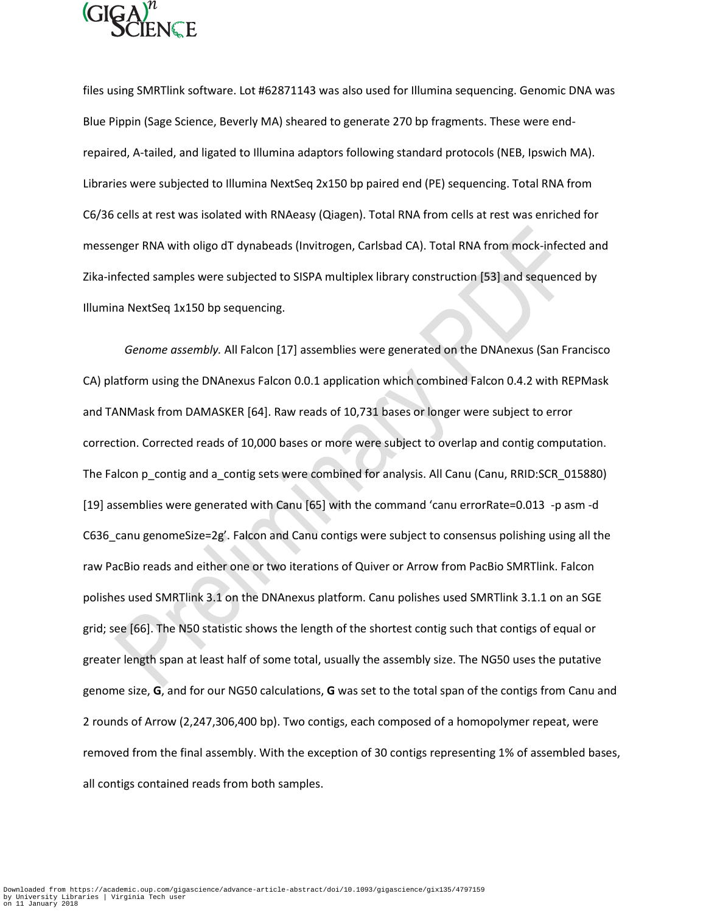files using SMRTlink software. Lot #62871143 was also used for Illumina sequencing. Genomic DNA was Blue Pippin (Sage Science, Beverly MA) sheared to generate 270 bp fragments. These were end-repaired, A-tailed, and ligated to Illumina adaptors following standard protocols (NEB, Ipswich MA). Libraries were subjected to Illumina NextSeq 2x150 bp paired end (PE) sequencing. Total RNA from C6/36 cells at rest was isolated with RNAeasy (Qiagen). Total RNA from cells at rest was enriched for messenger RNA with oligo dT dynabeads (Invitrogen, Carlsbad CA). Total RNA from mock-infected and Zika-infected samples were subjected to SISPA multiplex library construction [53] and sequenced by Illumina NextSeq 1x150 bp sequencing.

*Genome assembly.* All Falcon [17] assemblies were generated on the DNAnexus (San Francisco CA) platform using the DNAnexus Falcon 0.0.1 application which combined Falcon 0.4.2 with REPMask and TANMask from DAMASKER [64]. Raw reads of 10,731 bases or longer were subject to error correction. Corrected reads of 10,000 bases or more were subject to overlap and contig computation. The Falcon p_contig and a_contig sets were combined for analysis. All Canu (Canu, RRID:SCR_015880) [19] assemblies were generated with Canu [65] with the command 'canu errorRate=0.013 -p asm -d C636_canu genomeSize=2g'. Falcon and Canu contigs were subject to consensus polishing using all the raw PacBio reads and either one or two iterations of Quiver or Arrow from PacBio SMRTlink. Falcon polishes used SMRTlink 3.1 on the DNAnexus platform. Canu polishes used SMRTlink 3.1.1 on an SGE grid; see [66]. The N50 statistic shows the length of the shortest contig such that contigs of equal or greater length span at least half of some total, usually the assembly size. The NG50 uses the putative genome size, **G**, and for our NG50 calculations, **G** was set to the total span of the contigs from Canu and 2 rounds of Arrow (2,247,306,400 bp). Two contigs, each composed of a homopolymer repeat, were removed from the final assembly. With the exception of 30 contigs representing 1% of assembled bases, all contigs contained reads from both samples.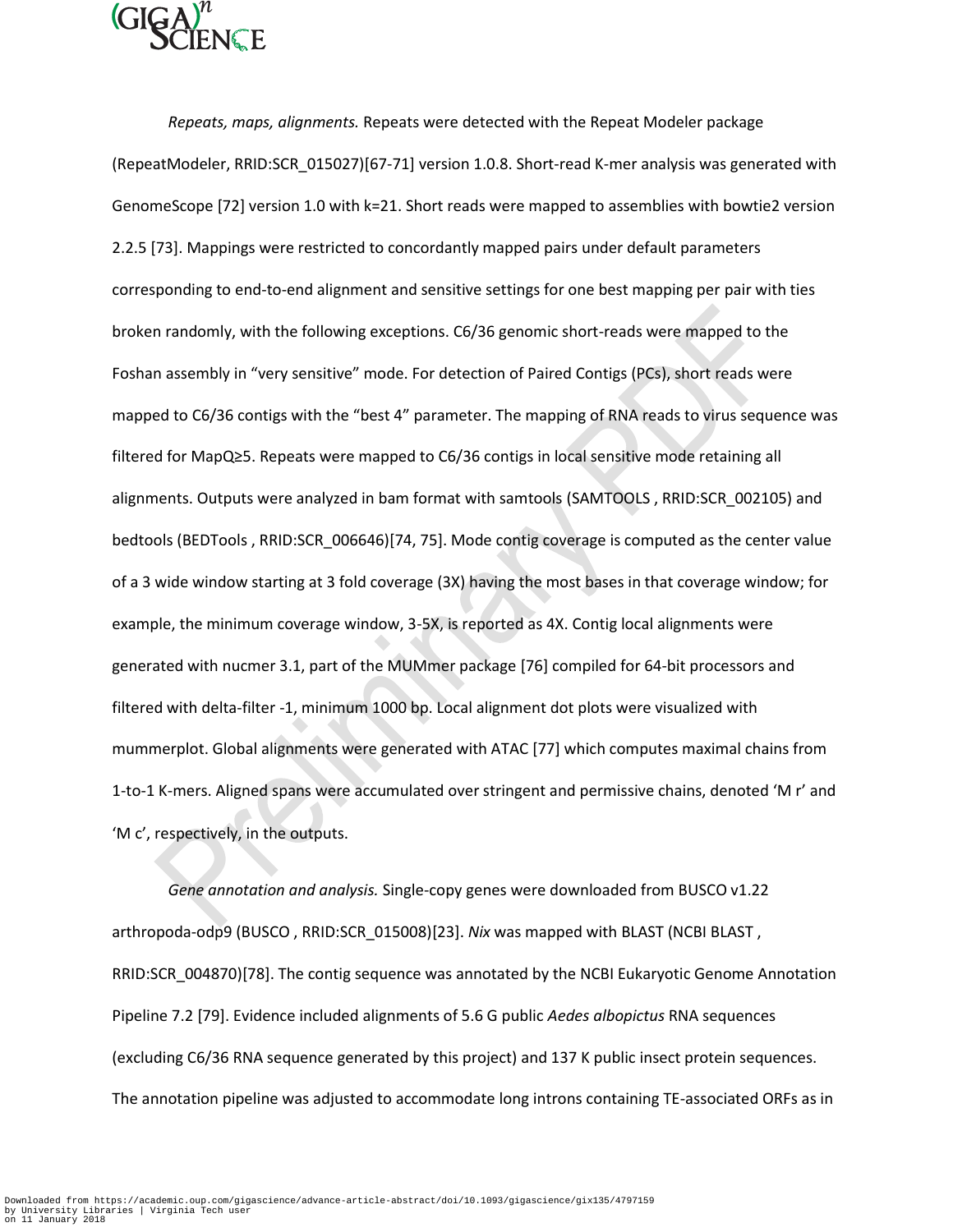*Repeats, maps, alignments.* Repeats were detected with the Repeat Modeler package (RepeatModeler, RRID:SCR_015027)[67-71] version 1.0.8. Short-read K-mer analysis was generated with GenomeScope [72] version 1.0 with k=21. Short reads were mapped to assemblies with bowtie2 version 2.2.5 [73]. Mappings were restricted to concordantly mapped pairs under default parameters corresponding to end-to-end alignment and sensitive settings for one best mapping per pair with ties broken randomly, with the following exceptions. C6/36 genomic short-reads were mapped to the Foshan assembly in "very sensitive" mode. For detection of Paired Contigs (PCs), short reads were mapped to C6/36 contigs with the "best 4" parameter. The mapping of RNA reads to virus sequence was filtered for MapQ≥5. Repeats were mapped to C6/36 contigs in local sensitive mode retaining all alignments. Outputs were analyzed in bam format with samtools (SAMTOOLS , RRID:SCR_002105) and bedtools (BEDTools , RRID:SCR_006646)[74, 75]. Mode contig coverage is computed as the center value of a 3 wide window starting at 3 fold coverage (3X) having the most bases in that coverage window; for example, the minimum coverage window, 3-5X, is reported as 4X. Contig local alignments were generated with nucmer 3.1, part of the MUMmer package [76] compiled for 64-bit processors and filtered with delta-filter -1, minimum 1000 bp. Local alignment dot plots were visualized with mummerplot. Global alignments were generated with ATAC [77] which computes maximal chains from 1-to-1 K-mers. Aligned spans were accumulated over stringent and permissive chains, denoted 'M r' and 'M c', respectively, in the outputs.

*Gene annotation and analysis.* Single-copy genes were downloaded from BUSCO v1.22 arthropoda-odp9 (BUSCO , RRID:SCR_015008)[23]. *Nix* was mapped with BLAST (NCBI BLAST , RRID:SCR_004870)[78]. The contig sequence was annotated by the NCBI Eukaryotic Genome Annotation Pipeline 7.2 [79]. Evidence included alignments of 5.6 G public *Aedes albopictus* RNA sequences (excluding C6/36 RNA sequence generated by this project) and 137 K public insect protein sequences. The annotation pipeline was adjusted to accommodate long introns containing TE-associated ORFs as in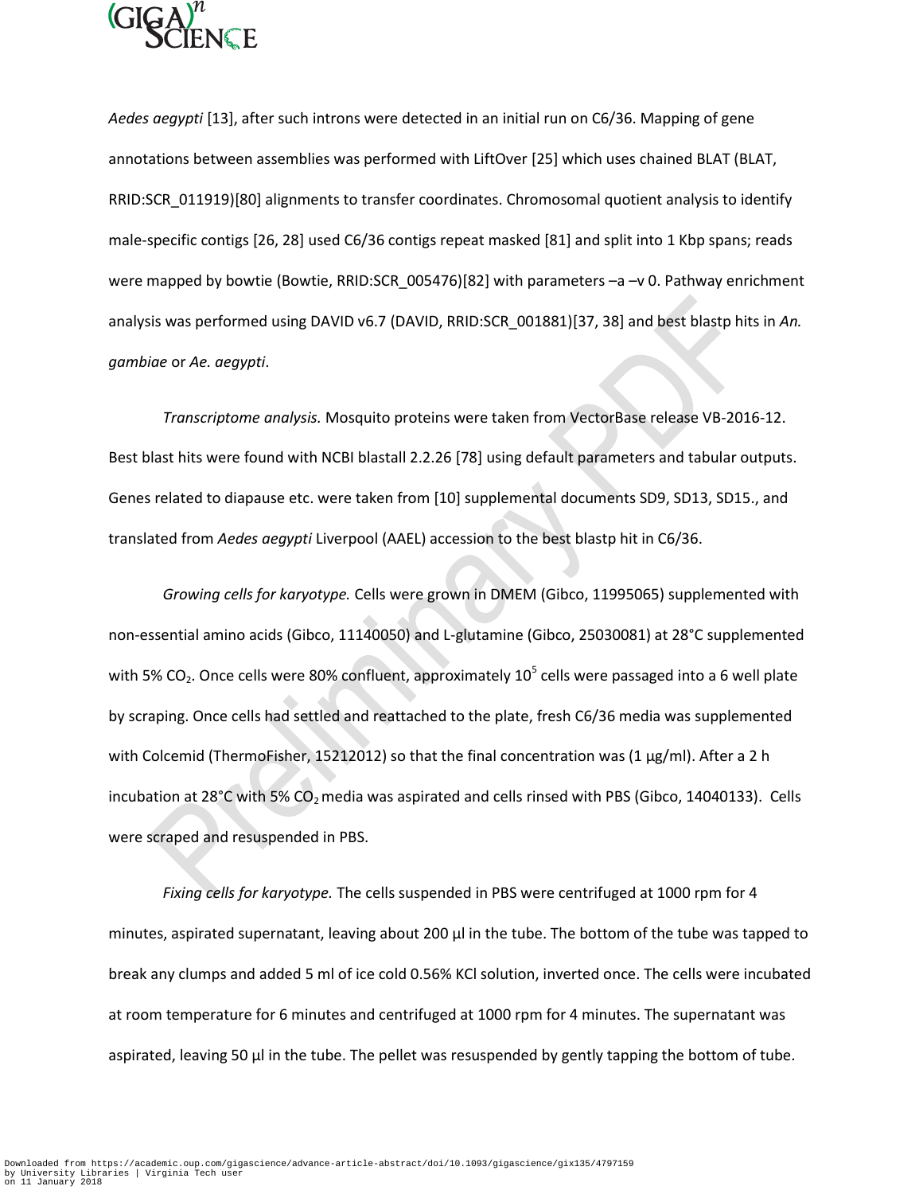*Aedes aegypti* [13], after such introns were detected in an initial run on C6/36. Mapping of gene annotations between assemblies was performed with LiftOver [25] which uses chained BLAT (BLAT, RRID:SCR_011919)[80] alignments to transfer coordinates. Chromosomal quotient analysis to identify male-specific contigs [26, 28] used C6/36 contigs repeat masked [81] and split into 1 Kbp spans; reads were mapped by bowtie (Bowtie, RRID:SCR_005476)[82] with parameters –a –v 0. Pathway enrichment analysis was performed using DAVID v6.7 (DAVID, RRID:SCR_001881)[37, 38] and best blastp hits in *An. gambiae* or *Ae. aegypti*.

*Transcriptome analysis.* Mosquito proteins were taken from VectorBase release VB-2016-12. Best blast hits were found with NCBI blastall 2.2.26 [78] using default parameters and tabular outputs. Genes related to diapause etc. were taken from [10] supplemental documents SD9, SD13, SD15., and translated from *Aedes aegypti* Liverpool (AAEL) accession to the best blastp hit in C6/36.

*Growing cells for karyotype.* Cells were grown in DMEM (Gibco, 11995065) supplemented with non-essential amino acids (Gibco, 11140050) and L-glutamine (Gibco, 25030081) at 28°C supplemented with 5% $CO_2$. Once cells were 80% confluent, approximately $10^5$ cells were passaged into a 6 well plate by scraping. Once cells had settled and reattached to the plate, fresh C6/36 media was supplemented with Colcemid (ThermoFisher, 15212012) so that the final concentration was (1 µg/ml). After a 2 h incubation at 28°C with 5% $CO_2$ media was aspirated and cells rinsed with PBS (Gibco, 14040133). Cells were scraped and resuspended in PBS.

*Fixing cells for karyotype.* The cells suspended in PBS were centrifuged at 1000 rpm for 4 minutes, aspirated supernatant, leaving about 200 µl in the tube. The bottom of the tube was tapped to break any clumps and added 5 ml of ice cold 0.56% KCl solution, inverted once. The cells were incubated at room temperature for 6 minutes and centrifuged at 1000 rpm for 4 minutes. The supernatant was aspirated, leaving 50 µl in the tube. The pellet was resuspended by gently tapping the bottom of tube.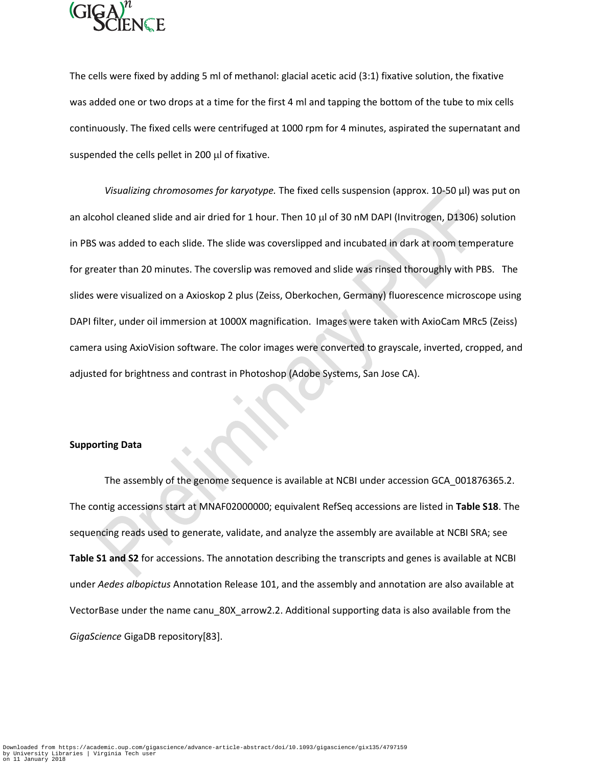The cells were fixed by adding 5 ml of methanol: glacial acetic acid (3:1) fixative solution, the fixative was added one or two drops at a time for the first 4 ml and tapping the bottom of the tube to mix cells continuously. The fixed cells were centrifuged at 1000 rpm for 4 minutes, aspirated the supernatant and suspended the cells pellet in 200 μl of fixative.

*Visualizing chromosomes for karyotype.* The fixed cells suspension (approx. 10-50 μl) was put on an alcohol cleaned slide and air dried for 1 hour. Then 10 μl of 30 nM DAPI (Invitrogen, D1306) solution in PBS was added to each slide. The slide was coverslipped and incubated in dark at room temperature for greater than 20 minutes. The coverslip was removed and slide was rinsed thoroughly with PBS. The slides were visualized on a Axioskop 2 plus (Zeiss, Oberkochen, Germany) fluorescence microscope using DAPI filter, under oil immersion at 1000X magnification. Images were taken with AxioCam MRc5 (Zeiss) camera using AxioVision software. The color images were converted to grayscale, inverted, cropped, and adjusted for brightness and contrast in Photoshop (Adobe Systems, San Jose CA).

**Supporting Data**

The assembly of the genome sequence is available at NCBI under accession GCA_001876365.2. The contig accessions start at MNAF02000000; equivalent RefSeq accessions are listed in **Table S18**. The sequencing reads used to generate, validate, and analyze the assembly are available at NCBI SRA; see **Table S1 and S2** for accessions. The annotation describing the transcripts and genes is available at NCBI under *Aedes albopictus* Annotation Release 101, and the assembly and annotation are also available at VectorBase under the name canu_80X_arrow2.2. Additional supporting data is also available from the *GigaScience* GigaDB repository[83].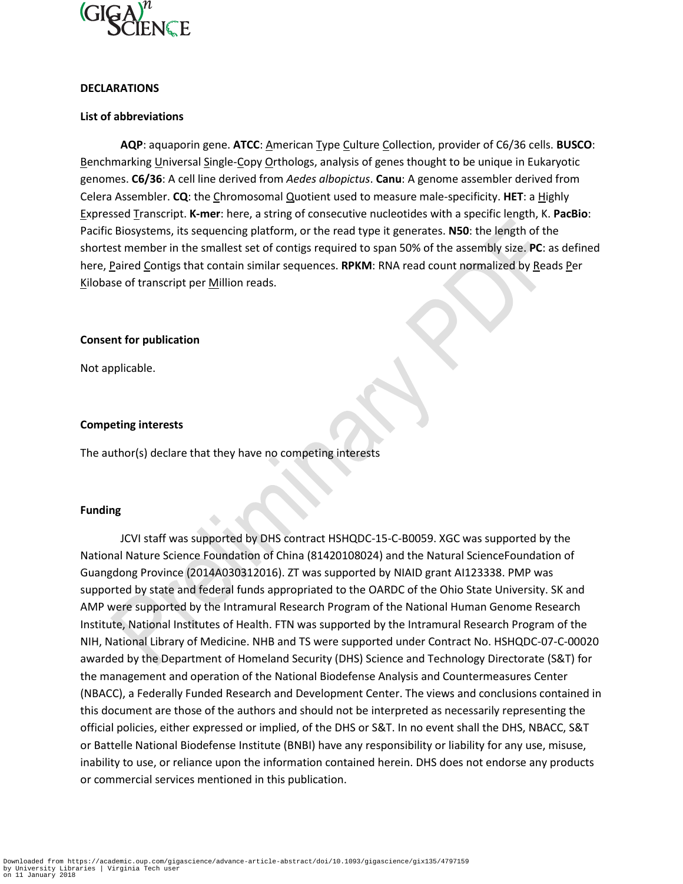## DECLARATIONS

### List of abbreviations

**AQP**: aquaporin gene. **ATCC**: American Type Culture Collection, provider of C6/36 cells. **BUSCO**: Benchmarking Universal Single-Copy Orthologs, analysis of genes thought to be unique in Eukaryotic genomes. **C6/36**: A cell line derived from *Aedes albopictus*. **Canu**: A genome assembler derived from Celera Assembler. **CQ**: the Chromosomal Quotient used to measure male-specificity. **HET**: a Highly Expressed Transcript. **K-mer**: here, a string of consecutive nucleotides with a specific length, K. **PacBio**: Pacific Biosystems, its sequencing platform, or the read type it generates. **N50**: the length of the shortest member in the smallest set of contigs required to span 50% of the assembly size. **PC**: as defined here, Paired Contigs that contain similar sequences. **RPKM**: RNA read count normalized by Reads Per Kilobase of transcript per Million reads.

### Consent for publication

Not applicable.

### Competing interests

The author(s) declare that they have no competing interests

### Funding

JCVI staff was supported by DHS contract HSHQDC-15-C-B0059. XGC was supported by the National Nature Science Foundation of China (81420108024) and the Natural ScienceFoundation of Guangdong Province (2014A030312016). ZT was supported by NIAID grant AI123338. PMP was supported by state and federal funds appropriated to the OARDC of the Ohio State University. SK and AMP were supported by the Intramural Research Program of the National Human Genome Research Institute, National Institutes of Health. FTN was supported by the Intramural Research Program of the NIH, National Library of Medicine. NHB and TS were supported under Contract No. HSHQDC-07-C-00020 awarded by the Department of Homeland Security (DHS) Science and Technology Directorate (S&T) for the management and operation of the National Biodefense Analysis and Countermeasures Center (NBACC), a Federally Funded Research and Development Center. The views and conclusions contained in this document are those of the authors and should not be interpreted as necessarily representing the official policies, either expressed or implied, of the DHS or S&T. In no event shall the DHS, NBACC, S&T or Battelle National Biodefense Institute (BNBI) have any responsibility or liability for any use, misuse, inability to use, or reliance upon the information contained herein. DHS does not endorse any products or commercial services mentioned in this publication.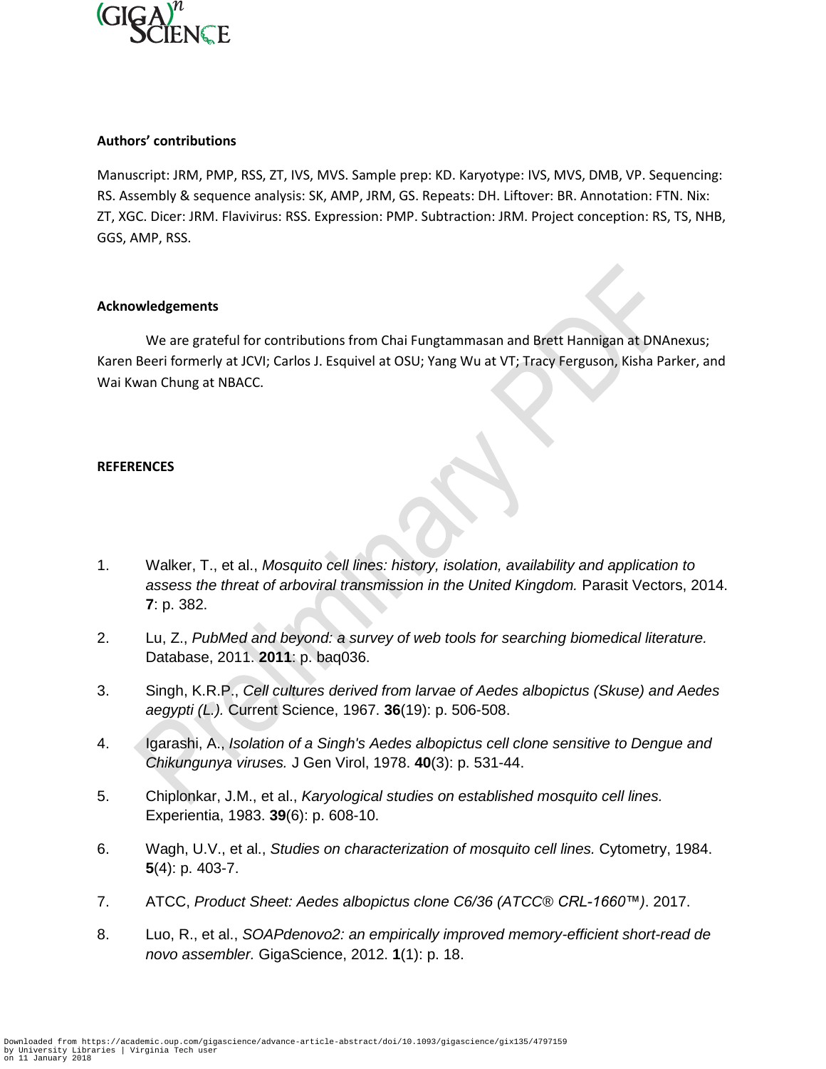**Authors' contributions**

Manuscript: JRM, PMP, RSS, ZT, IVS, MVS. Sample prep: KD. Karyotype: IVS, MVS, DMB, VP. Sequencing: RS. Assembly & sequence analysis: SK, AMP, JRM, GS. Repeats: DH. Liftover: BR. Annotation: FTN. Nix: ZT, XGC. Dicer: JRM. Flavivirus: RSS. Expression: PMP. Subtraction: JRM. Project conception: RS, TS, NHB, GGS, AMP, RSS.

**Acknowledgements**

We are grateful for contributions from Chai Fungtammasan and Brett Hannigan at DNAnexus; Karen Beeri formerly at JCVI; Carlos J. Esquivel at OSU; Yang Wu at VT; Tracy Ferguson, Kisha Parker, and Wai Kwan Chung at NBACC.

**REFERENCES**

1. Walker, T., et al., *Mosquito cell lines: history, isolation, availability and application to assess the threat of arboviral transmission in the United Kingdom.* Parasit Vectors, 2014. **7**: p. 382.
2. Lu, Z., *PubMed and beyond: a survey of web tools for searching biomedical literature.* Database, 2011. **2011**: p. baq036.
3. Singh, K.R.P., *Cell cultures derived from larvae of Aedes albopictus (Skuse) and Aedes aegypti (L.).* Current Science, 1967. **36**(19): p. 506-508.
4. Igarashi, A., *Isolation of a Singh's Aedes albopictus cell clone sensitive to Dengue and Chikungunya viruses.* J Gen Virol, 1978. **40**(3): p. 531-44.
5. Chiplonkar, J.M., et al., *Karyological studies on established mosquito cell lines.* Experientia, 1983. **39**(6): p. 608-10.
6. Wagh, U.V., et al., *Studies on characterization of mosquito cell lines.* Cytometry, 1984. **5**(4): p. 403-7.
7. ATCC, *Product Sheet: Aedes albopictus clone C6/36 (ATCC® CRL-1660™)*. 2017.
8. Luo, R., et al., *SOAPdenovo2: an empirically improved memory-efficient short-read de novo assembler.* GigaScience, 2012. **1**(1): p. 18.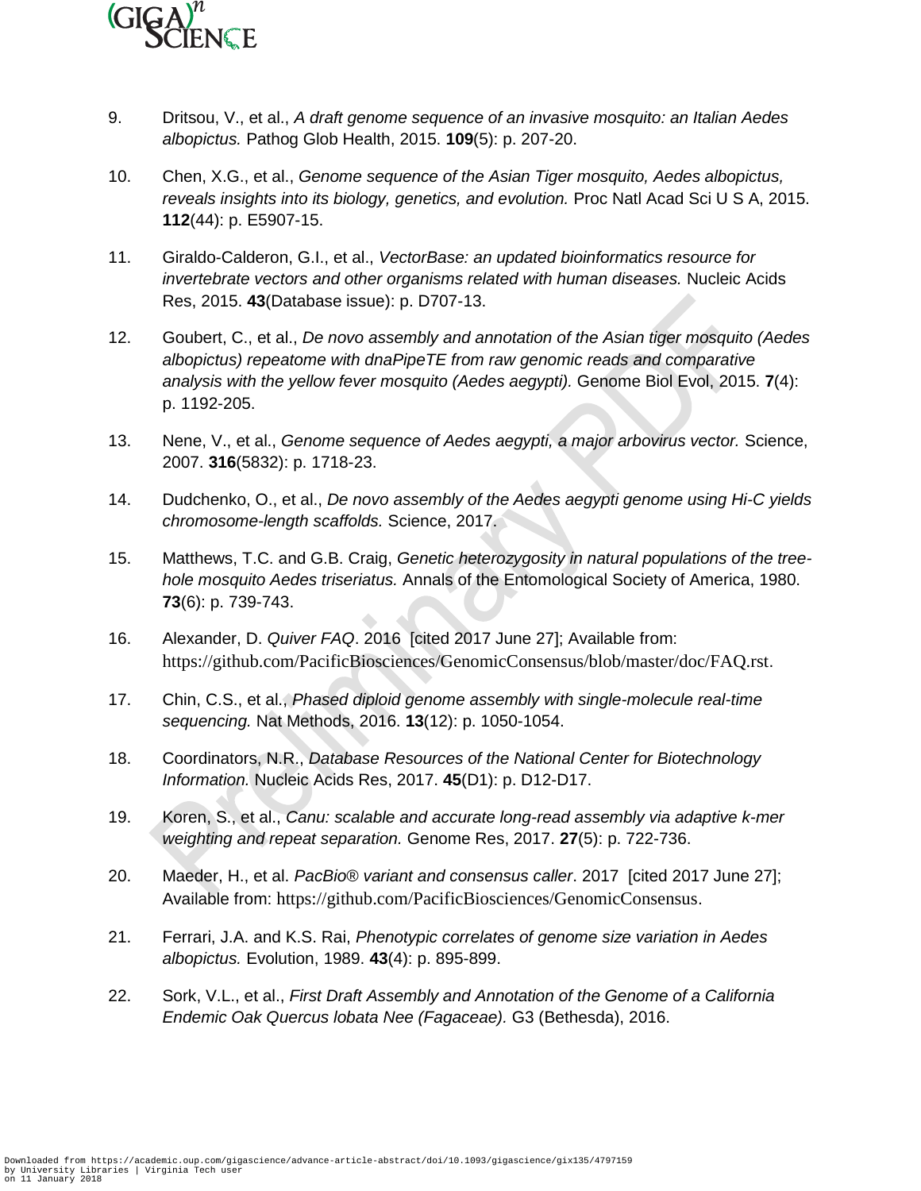9. Dritsou, V., et al., *A draft genome sequence of an invasive mosquito: an Italian Aedes albopictus.* Pathog Glob Health, 2015. **109**(5): p. 207-20.

10. Chen, X.G., et al., *Genome sequence of the Asian Tiger mosquito, Aedes albopictus, reveals insights into its biology, genetics, and evolution.* Proc Natl Acad Sci U S A, 2015. **112**(44): p. E5907-15.

11. Giraldo-Calderon, G.I., et al., *VectorBase: an updated bioinformatics resource for invertebrate vectors and other organisms related with human diseases.* Nucleic Acids Res, 2015. **43**(Database issue): p. D707-13.

12. Goubert, C., et al., *De novo assembly and annotation of the Asian tiger mosquito (Aedes albopictus) repeatome with dnaPipeTE from raw genomic reads and comparative analysis with the yellow fever mosquito (Aedes aegypti).* Genome Biol Evol, 2015. **7**(4): p. 1192-205.

13. Nene, V., et al., *Genome sequence of Aedes aegypti, a major arbovirus vector.* Science, 2007. **316**(5832): p. 1718-23.

14. Dudchenko, O., et al., *De novo assembly of the Aedes aegypti genome using Hi-C yields chromosome-length scaffolds.* Science, 2017.

15. Matthews, T.C. and G.B. Craig, *Genetic heterozygosity in natural populations of the tree-hole mosquito Aedes triseriatus.* Annals of the Entomological Society of America, 1980. **73**(6): p. 739-743.

16. Alexander, D. *Quiver FAQ*. 2016 [cited 2017 June 27]; Available from: https://github.com/PacificBiosciences/GenomicConsensus/blob/master/doc/FAQ.rst.

17. Chin, C.S., et al., *Phased diploid genome assembly with single-molecule real-time sequencing.* Nat Methods, 2016. **13**(12): p. 1050-1054.

18. Coordinators, N.R., *Database Resources of the National Center for Biotechnology Information.* Nucleic Acids Res, 2017. **45**(D1): p. D12-D17.

19. Koren, S., et al., *Canu: scalable and accurate long-read assembly via adaptive k-mer weighting and repeat separation.* Genome Res, 2017. **27**(5): p. 722-736.

20. Maeder, H., et al. *PacBio® variant and consensus caller*. 2017 [cited 2017 June 27]; Available from: https://github.com/PacificBiosciences/GenomicConsensus.

21. Ferrari, J.A. and K.S. Rai, *Phenotypic correlates of genome size variation in Aedes albopictus.* Evolution, 1989. **43**(4): p. 895-899.

22. Sork, V.L., et al., *First Draft Assembly and Annotation of the Genome of a California Endemic Oak Quercus lobata Nee (Fagaceae).* G3 (Bethesda), 2016.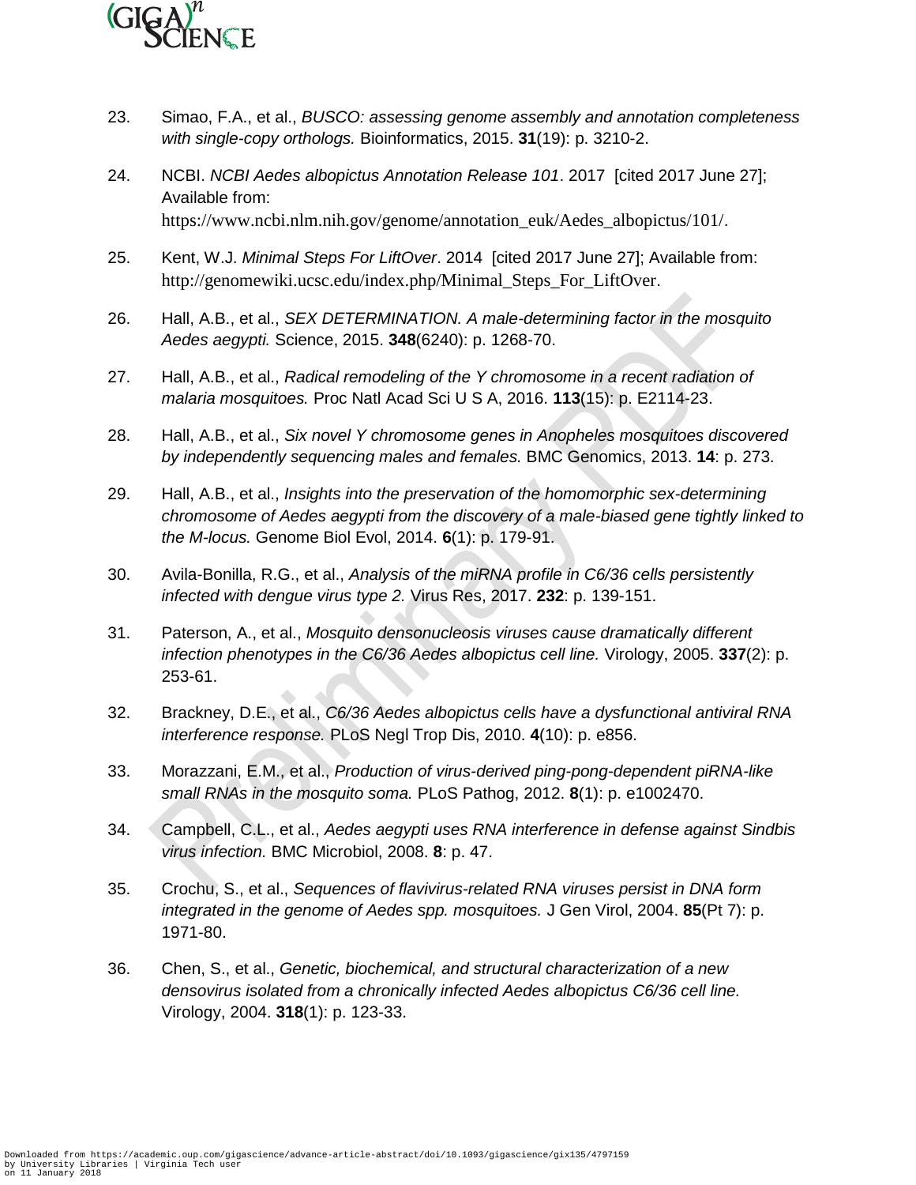23. Simao, F.A., et al., *BUSCO: assessing genome assembly and annotation completeness with single-copy orthologs.* Bioinformatics, 2015. **31**(19): p. 3210-2.

24. NCBI. *NCBI Aedes albopictus Annotation Release 101*. 2017 [cited 2017 June 27]; Available from: https://www.ncbi.nlm.nih.gov/genome/annotation_euk/Aedes_albopictus/101/.

25. Kent, W.J. *Minimal Steps For LiftOver*. 2014 [cited 2017 June 27]; Available from: http://genomewiki.ucsc.edu/index.php/Minimal_Steps_For_LiftOver.

26. Hall, A.B., et al., *SEX DETERMINATION. A male-determining factor in the mosquito Aedes aegypti.* Science, 2015. **348**(6240): p. 1268-70.

27. Hall, A.B., et al., *Radical remodeling of the Y chromosome in a recent radiation of malaria mosquitoes.* Proc Natl Acad Sci U S A, 2016. **113**(15): p. E2114-23.

28. Hall, A.B., et al., *Six novel Y chromosome genes in Anopheles mosquitoes discovered by independently sequencing males and females.* BMC Genomics, 2013. **14**: p. 273.

29. Hall, A.B., et al., *Insights into the preservation of the homomorphic sex-determining chromosome of Aedes aegypti from the discovery of a male-biased gene tightly linked to the M-locus.* Genome Biol Evol, 2014. **6**(1): p. 179-91.

30. Avila-Bonilla, R.G., et al., *Analysis of the miRNA profile in C6/36 cells persistently infected with dengue virus type 2.* Virus Res, 2017. **232**: p. 139-151.

31. Paterson, A., et al., *Mosquito densonucleosis viruses cause dramatically different infection phenotypes in the C6/36 Aedes albopictus cell line.* Virology, 2005. **337**(2): p. 253-61.

32. Brackney, D.E., et al., *C6/36 Aedes albopictus cells have a dysfunctional antiviral RNA interference response.* PLoS Negl Trop Dis, 2010. **4**(10): p. e856.

33. Morazzani, E.M., et al., *Production of virus-derived ping-pong-dependent piRNA-like small RNAs in the mosquito soma.* PLoS Pathog, 2012. **8**(1): p. e1002470.

34. Campbell, C.L., et al., *Aedes aegypti uses RNA interference in defense against Sindbis virus infection.* BMC Microbiol, 2008. **8**: p. 47.

35. Crochu, S., et al., *Sequences of flavivirus-related RNA viruses persist in DNA form integrated in the genome of Aedes spp. mosquitoes.* J Gen Virol, 2004. **85**(Pt 7): p. 1971-80.

36. Chen, S., et al., *Genetic, biochemical, and structural characterization of a new densovirus isolated from a chronically infected Aedes albopictus C6/36 cell line.* Virology, 2004. **318**(1): p. 123-33.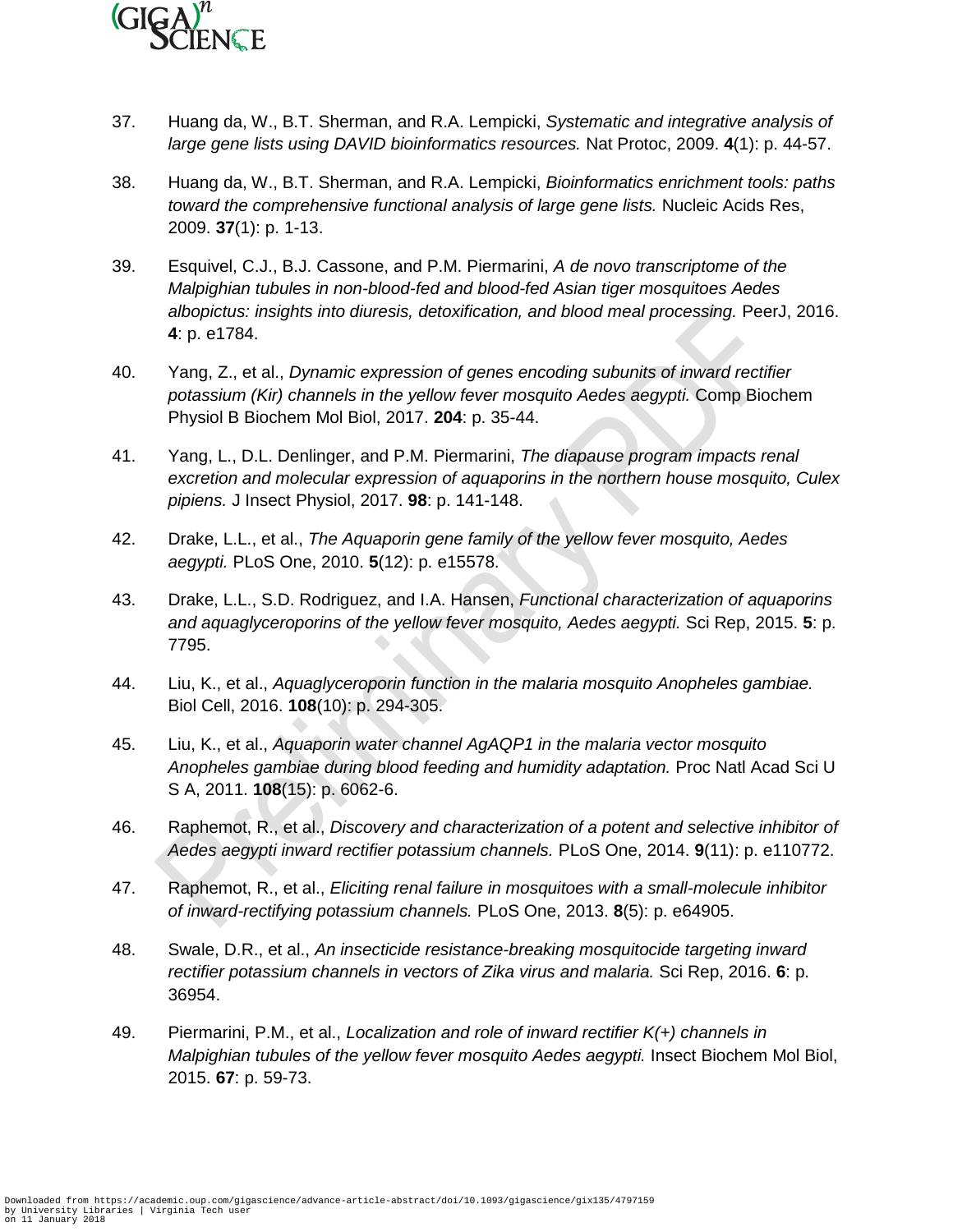37. Huang da, W., B.T. Sherman, and R.A. Lempicki, *Systematic and integrative analysis of large gene lists using DAVID bioinformatics resources.* Nat Protoc, 2009. **4**(1): p. 44-57.

38. Huang da, W., B.T. Sherman, and R.A. Lempicki, *Bioinformatics enrichment tools: paths toward the comprehensive functional analysis of large gene lists.* Nucleic Acids Res, 2009. **37**(1): p. 1-13.

39. Esquivel, C.J., B.J. Cassone, and P.M. Piermarini, *A de novo transcriptome of the Malpighian tubules in non-blood-fed and blood-fed Asian tiger mosquitoes Aedes albopictus: insights into diuresis, detoxification, and blood meal processing.* PeerJ, 2016. **4**: p. e1784.

40. Yang, Z., et al., *Dynamic expression of genes encoding subunits of inward rectifier potassium (Kir) channels in the yellow fever mosquito Aedes aegypti.* Comp Biochem Physiol B Biochem Mol Biol, 2017. **204**: p. 35-44.

41. Yang, L., D.L. Denlinger, and P.M. Piermarini, *The diapause program impacts renal excretion and molecular expression of aquaporins in the northern house mosquito, Culex pipiens.* J Insect Physiol, 2017. **98**: p. 141-148.

42. Drake, L.L., et al., *The Aquaporin gene family of the yellow fever mosquito, Aedes aegypti.* PLoS One, 2010. **5**(12): p. e15578.

43. Drake, L.L., S.D. Rodriguez, and I.A. Hansen, *Functional characterization of aquaporins and aquaglyceroporins of the yellow fever mosquito, Aedes aegypti.* Sci Rep, 2015. **5**: p. 7795.

44. Liu, K., et al., *Aquaglyceroporin function in the malaria mosquito Anopheles gambiae.* Biol Cell, 2016. **108**(10): p. 294-305.

45. Liu, K., et al., *Aquaporin water channel AgAQP1 in the malaria vector mosquito Anopheles gambiae during blood feeding and humidity adaptation.* Proc Natl Acad Sci U S A, 2011. **108**(15): p. 6062-6.

46. Raphemot, R., et al., *Discovery and characterization of a potent and selective inhibitor of Aedes aegypti inward rectifier potassium channels.* PLoS One, 2014. **9**(11): p. e110772.

47. Raphemot, R., et al., *Eliciting renal failure in mosquitoes with a small-molecule inhibitor of inward-rectifying potassium channels.* PLoS One, 2013. **8**(5): p. e64905.

48. Swale, D.R., et al., *An insecticide resistance-breaking mosquitocide targeting inward rectifier potassium channels in vectors of Zika virus and malaria.* Sci Rep, 2016. **6**: p. 36954.

49. Piermarini, P.M., et al., *Localization and role of inward rectifier K(+) channels in Malpighian tubules of the yellow fever mosquito Aedes aegypti.* Insect Biochem Mol Biol, 2015. **67**: p. 59-73.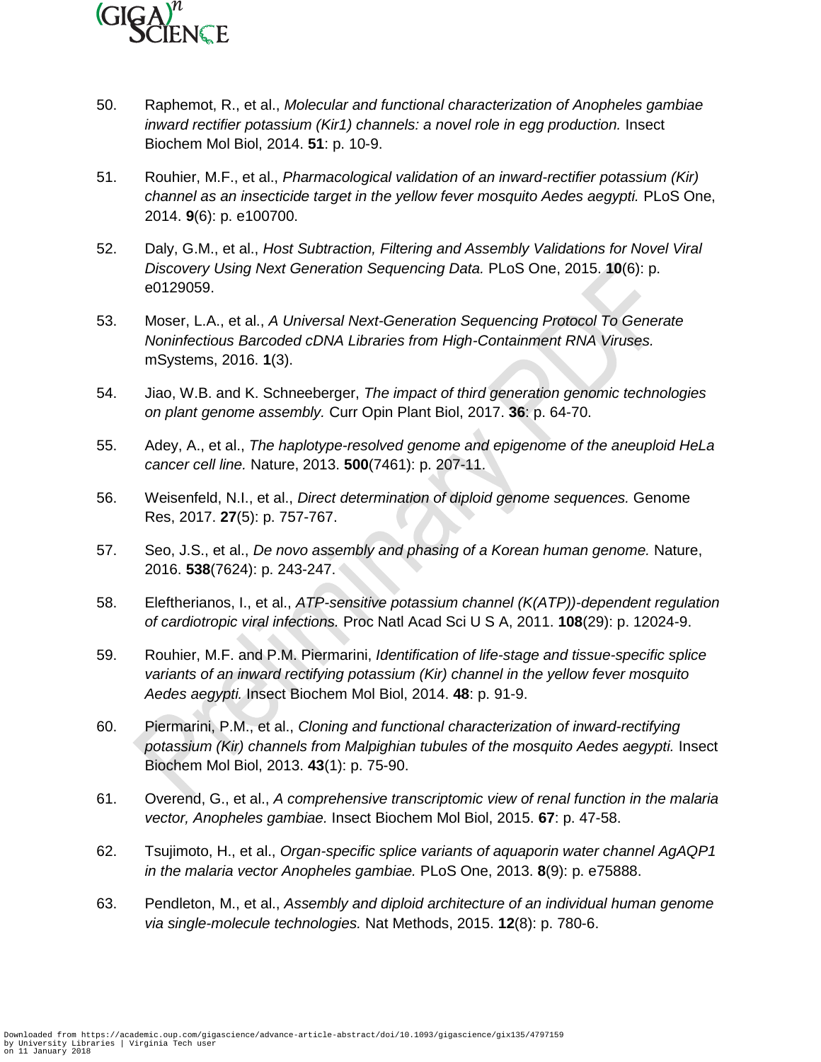50. Raphemot, R., et al., *Molecular and functional characterization of Anopheles gambiae inward rectifier potassium (Kir1) channels: a novel role in egg production.* Insect Biochem Mol Biol, 2014. **51**: p. 10-9.

51. Rouhier, M.F., et al., *Pharmacological validation of an inward-rectifier potassium (Kir) channel as an insecticide target in the yellow fever mosquito Aedes aegypti.* PLoS One, 2014. **9**(6): p. e100700.

52. Daly, G.M., et al., *Host Subtraction, Filtering and Assembly Validations for Novel Viral Discovery Using Next Generation Sequencing Data.* PLoS One, 2015. **10**(6): p. e0129059.

53. Moser, L.A., et al., *A Universal Next-Generation Sequencing Protocol To Generate Noninfectious Barcoded cDNA Libraries from High-Containment RNA Viruses.* mSystems, 2016. **1**(3).

54. Jiao, W.B. and K. Schneeberger, *The impact of third generation genomic technologies on plant genome assembly.* Curr Opin Plant Biol, 2017. **36**: p. 64-70.

55. Adey, A., et al., *The haplotype-resolved genome and epigenome of the aneuploid HeLa cancer cell line.* Nature, 2013. **500**(7461): p. 207-11.

56. Weisenfeld, N.I., et al., *Direct determination of diploid genome sequences.* Genome Res, 2017. **27**(5): p. 757-767.

57. Seo, J.S., et al., *De novo assembly and phasing of a Korean human genome.* Nature, 2016. **538**(7624): p. 243-247.

58. Eleftherianos, I., et al., *ATP-sensitive potassium channel (K(ATP))-dependent regulation of cardiotropic viral infections.* Proc Natl Acad Sci U S A, 2011. **108**(29): p. 12024-9.

59. Rouhier, M.F. and P.M. Piermarini, *Identification of life-stage and tissue-specific splice variants of an inward rectifying potassium (Kir) channel in the yellow fever mosquito Aedes aegypti.* Insect Biochem Mol Biol, 2014. **48**: p. 91-9.

60. Piermarini, P.M., et al., *Cloning and functional characterization of inward-rectifying potassium (Kir) channels from Malpighian tubules of the mosquito Aedes aegypti.* Insect Biochem Mol Biol, 2013. **43**(1): p. 75-90.

61. Overend, G., et al., *A comprehensive transcriptomic view of renal function in the malaria vector, Anopheles gambiae.* Insect Biochem Mol Biol, 2015. **67**: p. 47-58.

62. Tsujimoto, H., et al., *Organ-specific splice variants of aquaporin water channel AgAQP1 in the malaria vector Anopheles gambiae.* PLoS One, 2013. **8**(9): p. e75888.

63. Pendleton, M., et al., *Assembly and diploid architecture of an individual human genome via single-molecule technologies.* Nat Methods, 2015. **12**(8): p. 780-6.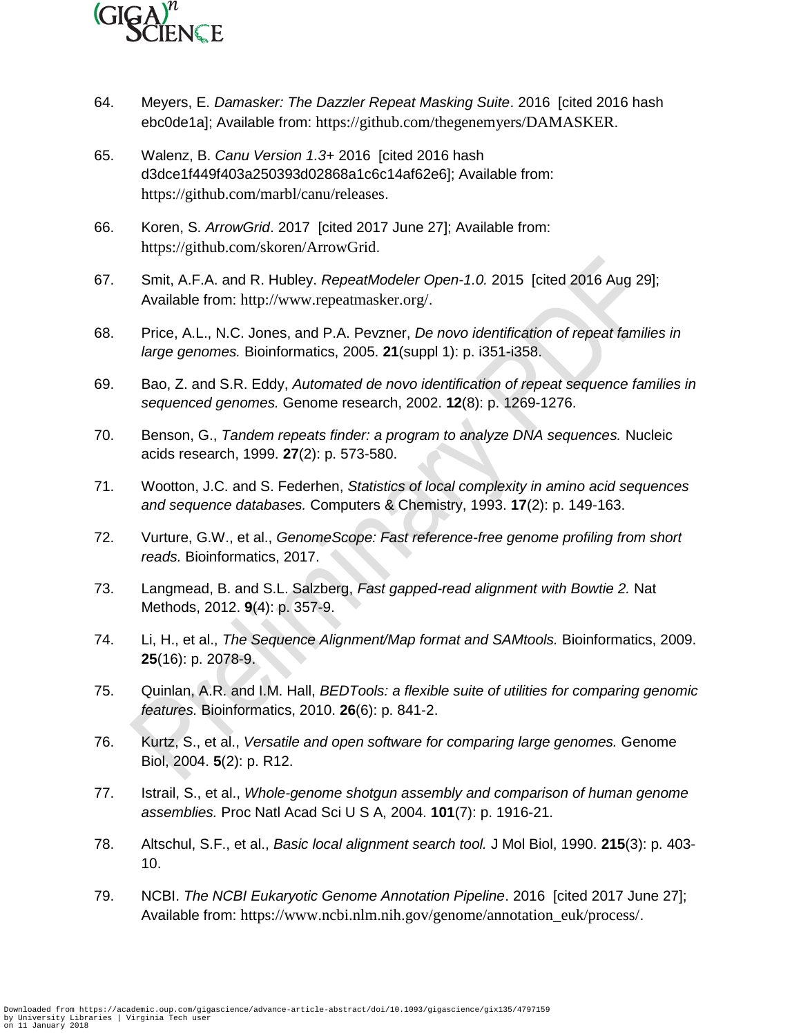64. Meyers, E. *Damasker: The Dazzler Repeat Masking Suite*. 2016 [cited 2016 hash ebc0de1a]; Available from: https://github.com/thegenemyers/DAMASKER.

65. Walenz, B. *Canu Version 1.3*+ 2016 [cited 2016 hash d3dce1f449f403a250393d02868a1c6c14af62e6]; Available from: https://github.com/marbl/canu/releases.

66. Koren, S. *ArrowGrid*. 2017 [cited 2017 June 27]; Available from: https://github.com/skoren/ArrowGrid.

67. Smit, A.F.A. and R. Hubley. *RepeatModeler Open-1.0.* 2015 [cited 2016 Aug 29]; Available from: http://www.repeatmasker.org/.

68. Price, A.L., N.C. Jones, and P.A. Pevzner, *De novo identification of repeat families in large genomes.* Bioinformatics, 2005. **21**(suppl 1): p. i351-i358.

69. Bao, Z. and S.R. Eddy, *Automated de novo identification of repeat sequence families in sequenced genomes.* Genome research, 2002. **12**(8): p. 1269-1276.

70. Benson, G., *Tandem repeats finder: a program to analyze DNA sequences.* Nucleic acids research, 1999. **27**(2): p. 573-580.

71. Wootton, J.C. and S. Federhen, *Statistics of local complexity in amino acid sequences and sequence databases.* Computers & Chemistry, 1993. **17**(2): p. 149-163.

72. Vurture, G.W., et al., *GenomeScope: Fast reference-free genome profiling from short reads.* Bioinformatics, 2017.

73. Langmead, B. and S.L. Salzberg, *Fast gapped-read alignment with Bowtie 2.* Nat Methods, 2012. **9**(4): p. 357-9.

74. Li, H., et al., *The Sequence Alignment/Map format and SAMtools.* Bioinformatics, 2009. **25**(16): p. 2078-9.

75. Quinlan, A.R. and I.M. Hall, *BEDTools: a flexible suite of utilities for comparing genomic features.* Bioinformatics, 2010. **26**(6): p. 841-2.

76. Kurtz, S., et al., *Versatile and open software for comparing large genomes.* Genome Biol, 2004. **5**(2): p. R12.

77. Istrail, S., et al., *Whole-genome shotgun assembly and comparison of human genome assemblies.* Proc Natl Acad Sci U S A, 2004. **101**(7): p. 1916-21.

78. Altschul, S.F., et al., *Basic local alignment search tool.* J Mol Biol, 1990. **215**(3): p. 403-10.

79. NCBI. *The NCBI Eukaryotic Genome Annotation Pipeline*. 2016 [cited 2017 June 27]; Available from: https://www.ncbi.nlm.nih.gov/genome/annotation_euk/process/.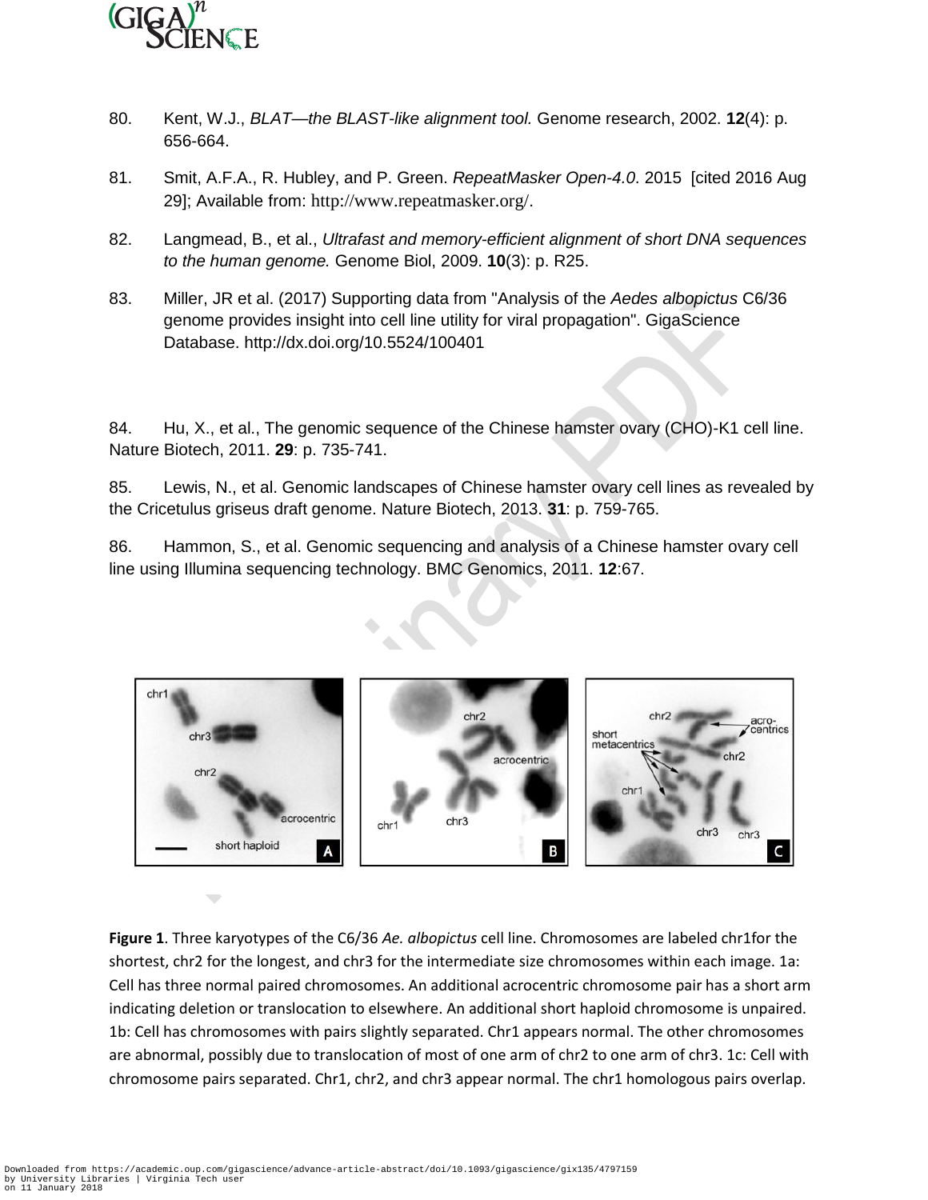80. Kent, W.J., *BLAT—the BLAST-like alignment tool.* Genome research, 2002. **12**(4): p. 656-664.

81. Smit, A.F.A., R. Hubley, and P. Green. *RepeatMasker Open-4.0*. 2015 [cited 2016 Aug 29]; Available from: http://www.repeatmasker.org/.

82. Langmead, B., et al., *Ultrafast and memory-efficient alignment of short DNA sequences to the human genome.* Genome Biol, 2009. **10**(3): p. R25.

83. Miller, JR et al. (2017) Supporting data from "Analysis of the *Aedes albopictus* C6/36 genome provides insight into cell line utility for viral propagation". GigaScience Database. http://dx.doi.org/10.5524/100401

84. Hu, X., et al., The genomic sequence of the Chinese hamster ovary (CHO)-K1 cell line. Nature Biotech, 2011. **29**: p. 735-741.

85. Lewis, N., et al. Genomic landscapes of Chinese hamster ovary cell lines as revealed by the Cricetulus griseus draft genome. Nature Biotech, 2013. **31**: p. 759-765.

86. Hammon, S., et al. Genomic sequencing and analysis of a Chinese hamster ovary cell line using Illumina sequencing technology. BMC Genomics, 2011. **12**:67.

**Figure 1**. Three karyotypes of the C6/36 *Ae. albopictus* cell line. Chromosomes are labeled chr1for the shortest, chr2 for the longest, and chr3 for the intermediate size chromosomes within each image. 1a: Cell has three normal paired chromosomes. An additional acrocentric chromosome pair has a short arm indicating deletion or translocation to elsewhere. An additional short haploid chromosome is unpaired. 1b: Cell has chromosomes with pairs slightly separated. Chr1 appears normal. The other chromosomes are abnormal, possibly due to translocation of most of one arm of chr2 to one arm of chr3. 1c: Cell with chromosome pairs separated. Chr1, chr2, and chr3 appear normal. The chr1 homologous pairs overlap.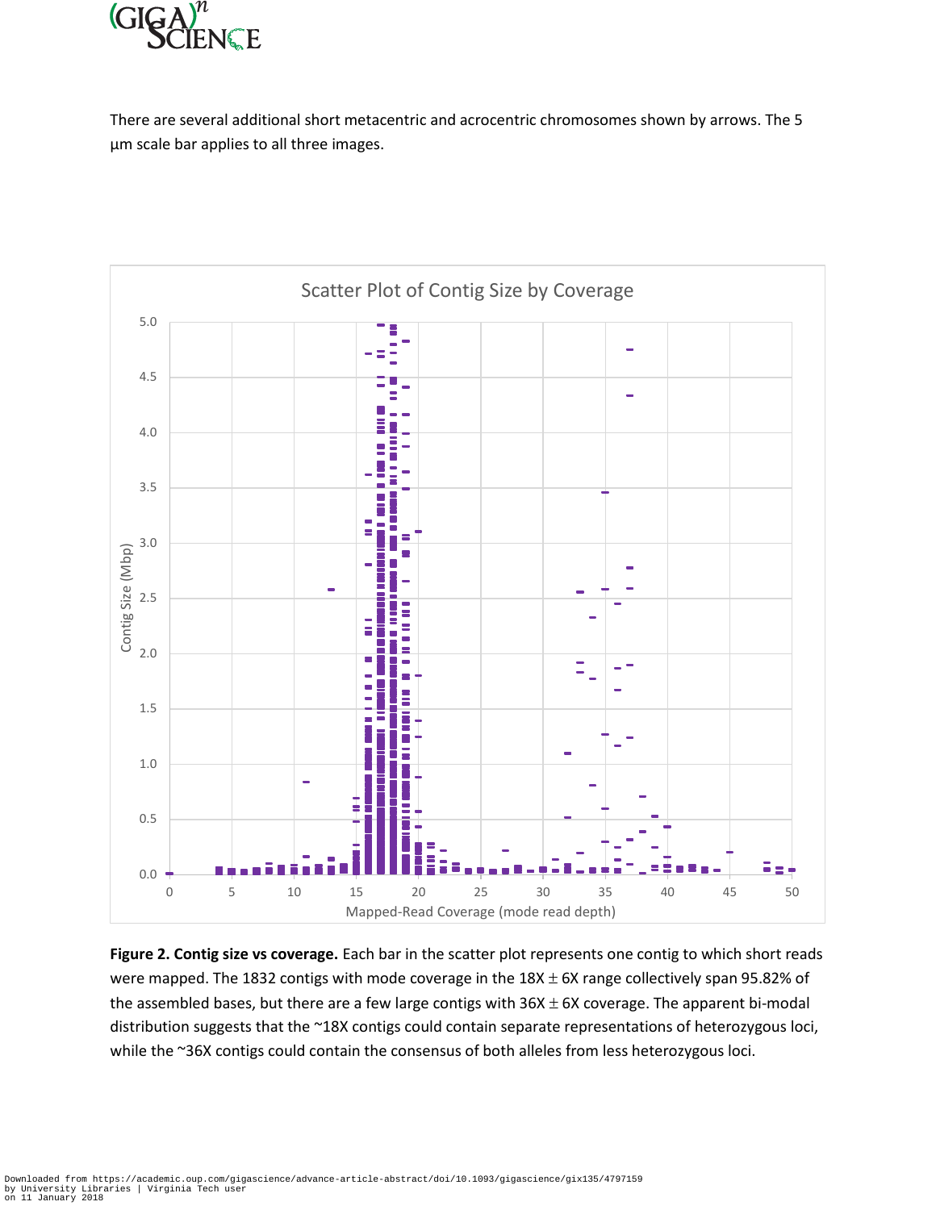There are several additional short metacentric and acrocentric chromosomes shown by arrows. The 5 µm scale bar applies to all three images.

**Figure 2. Contig size vs coverage.** Each bar in the scatter plot represents one contig to which short reads were mapped. The 1832 contigs with mode coverage in the 18X $\pm$ 6X range collectively span 95.82% of the assembled bases, but there are a few large contigs with 36X $\pm$ 6X coverage. The apparent bi-modal distribution suggests that the ~18X contigs could contain separate representations of heterozygous loci, while the ~36X contigs could contain the consensus of both alleles from less heterozygous loci.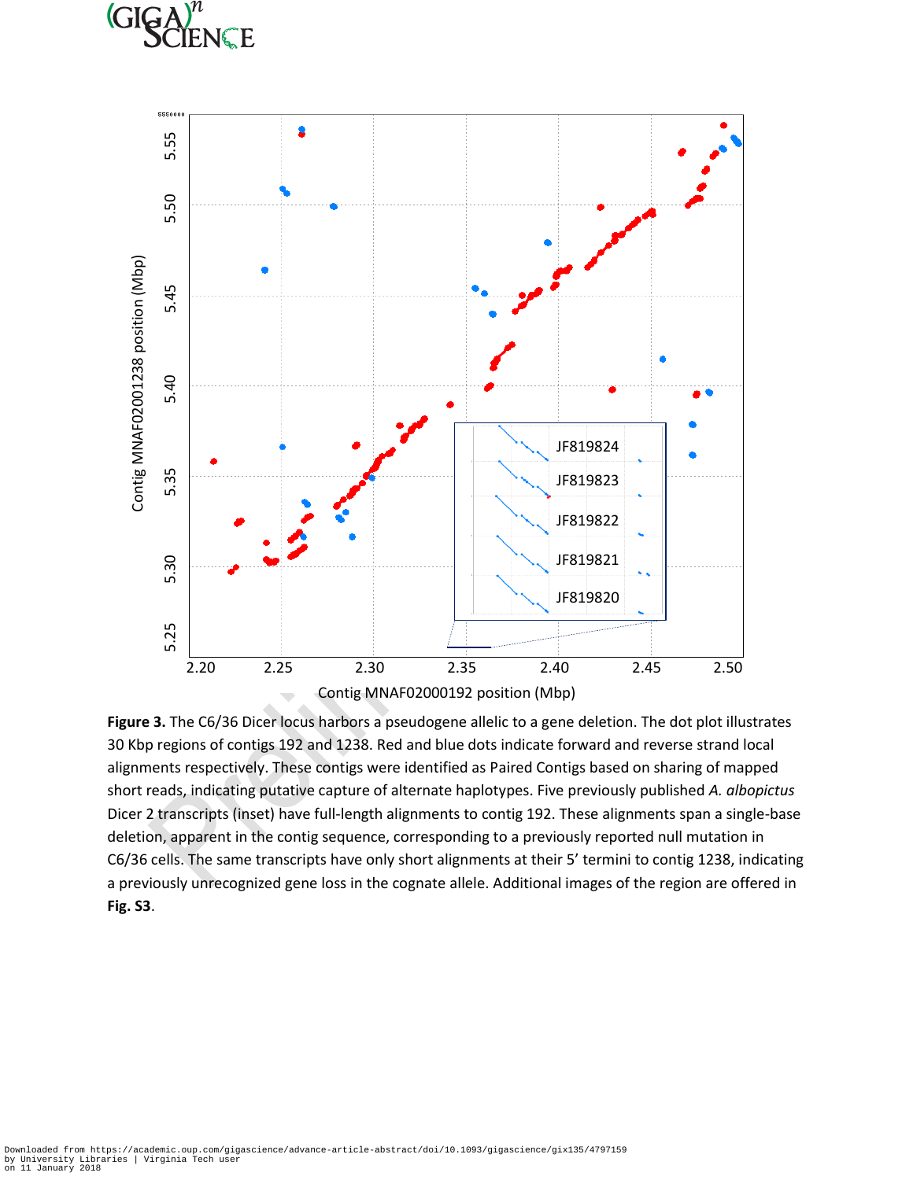5.55
5.50
5.45
5.40
5.35
5.30
5.25

Contig MNAF02001238 position (Mbp)

2.20 2.25 2.30 2.35 2.40 2.45 2.50

Contig MNAF02000192 position (Mbp)

JF819824
JF819823
JF819822
JF819821
JF819820

**Figure 3.** The C6/36 Dicer locus harbors a pseudogene allelic to a gene deletion. The dot plot illustrates 30 Kbp regions of contigs 192 and 1238. Red and blue dots indicate forward and reverse strand local alignments respectively. These contigs were identified as Paired Contigs based on sharing of mapped short reads, indicating putative capture of alternate haplotypes. Five previously published *A. albopictus* Dicer 2 transcripts (inset) have full-length alignments to contig 192. These alignments span a single-base deletion, apparent in the contig sequence, corresponding to a previously reported null mutation in C6/36 cells. The same transcripts have only short alignments at their 5' termini to contig 1238, indicating a previously unrecognized gene loss in the cognate allele. Additional images of the region are offered in **Fig. S3**.